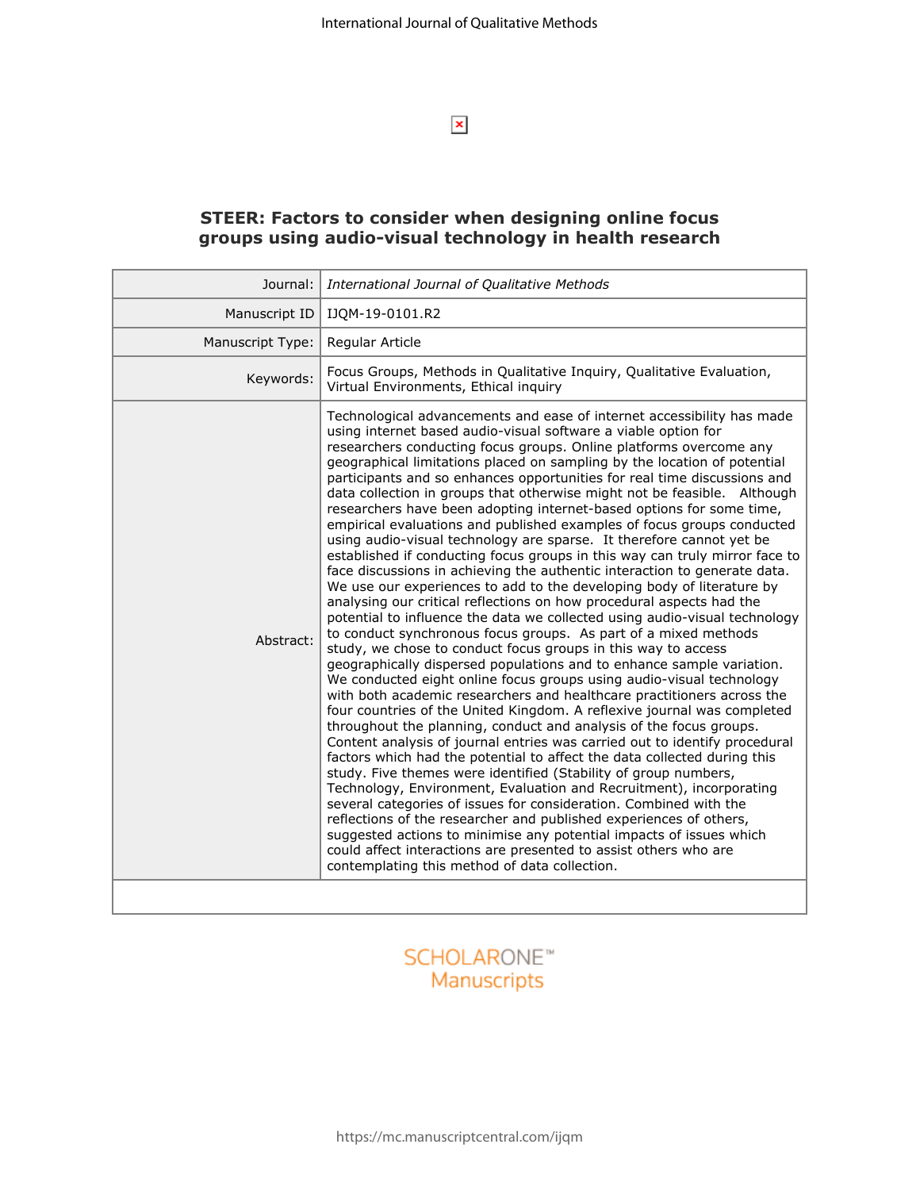# STEER: Factors to consider when designing online focus groups using audio-visual technology in health research

| | |
|---|---|
| Journal: | *International Journal of Qualitative Methods* |
| Manuscript ID | IJQM-19-0101.R2 |
| Manuscript Type: | Regular Article |
| Keywords: | Focus Groups, Methods in Qualitative Inquiry, Qualitative Evaluation, Virtual Environments, Ethical inquiry |
| Abstract: | Technological advancements and ease of internet accessibility has made using internet based audio-visual software a viable option for researchers conducting focus groups. Online platforms overcome any geographical limitations placed on sampling by the location of potential participants and so enhances opportunities for real time discussions and data collection in groups that otherwise might not be feasible. Although researchers have been adopting internet-based options for some time, empirical evaluations and published examples of focus groups conducted using audio-visual technology are sparse. It therefore cannot yet be established if conducting focus groups in this way can truly mirror face to face discussions in achieving the authentic interaction to generate data. We use our experiences to add to the developing body of literature by analysing our critical reflections on how procedural aspects had the potential to influence the data we collected using audio-visual technology to conduct synchronous focus groups. As part of a mixed methods study, we chose to conduct focus groups in this way to access geographically dispersed populations and to enhance sample variation. We conducted eight online focus groups using audio-visual technology with both academic researchers and healthcare practitioners across the four countries of the United Kingdom. A reflexive journal was completed throughout the planning, conduct and analysis of the focus groups. Content analysis of journal entries was carried out to identify procedural factors which had the potential to affect the data collected during this study. Five themes were identified (Stability of group numbers, Technology, Environment, Evaluation and Recruitment), incorporating several categories of issues for consideration. Combined with the reflections of the researcher and published experiences of others, suggested actions to minimise any potential impacts of issues which could affect interactions are presented to assist others who are contemplating this method of data collection. |
| | |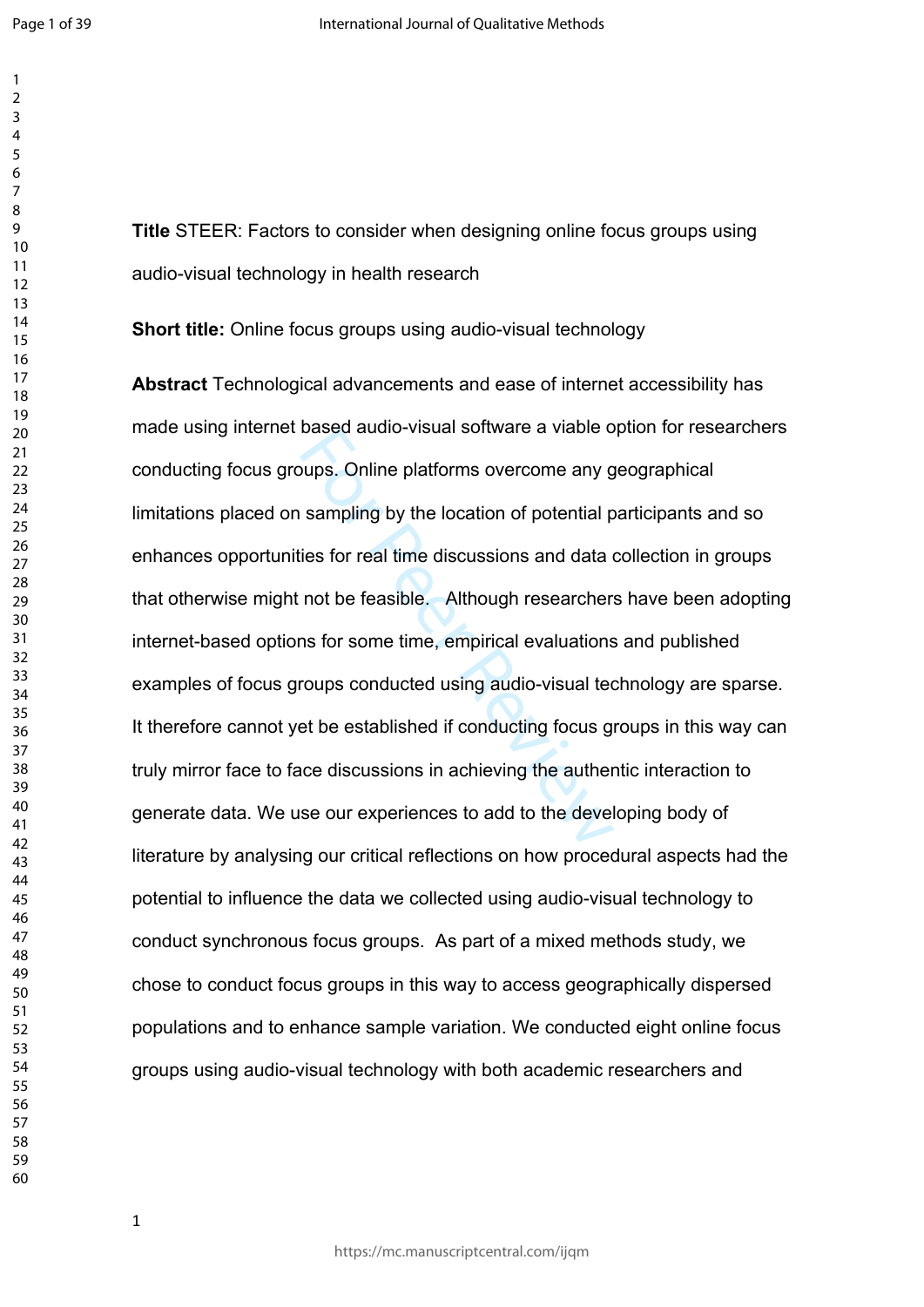**Title** STEER: Factors to consider when designing online focus groups using audio-visual technology in health research

**Short title:** Online focus groups using audio-visual technology

**Abstract** Technological advancements and ease of internet accessibility has made using internet based audio-visual software a viable option for researchers conducting focus groups. Online platforms overcome any geographical limitations placed on sampling by the location of potential participants and so enhances opportunities for real time discussions and data collection in groups that otherwise might not be feasible. Although researchers have been adopting internet-based options for some time, empirical evaluations and published examples of focus groups conducted using audio-visual technology are sparse. It therefore cannot yet be established if conducting focus groups in this way can truly mirror face to face discussions in achieving the authentic interaction to generate data. We use our experiences to add to the developing body of literature by analysing our critical reflections on how procedural aspects had the potential to influence the data we collected using audio-visual technology to conduct synchronous focus groups. As part of a mixed methods study, we chose to conduct focus groups in this way to access geographically dispersed populations and to enhance sample variation. We conducted eight online focus groups using audio-visual technology with both academic researchers and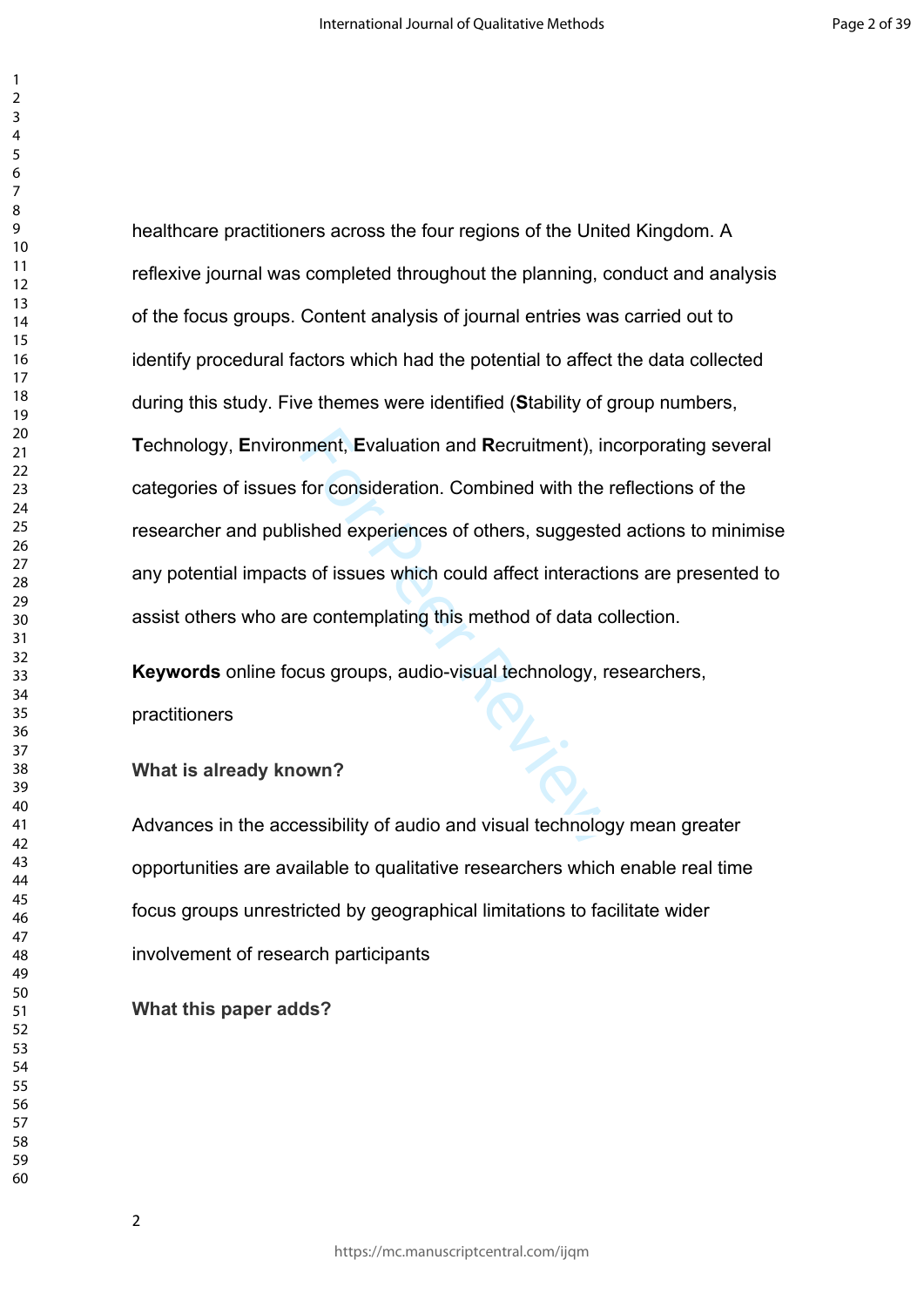healthcare practitioners across the four regions of the United Kingdom. A reflexive journal was completed throughout the planning, conduct and analysis of the focus groups. Content analysis of journal entries was carried out to identify procedural factors which had the potential to affect the data collected during this study. Five themes were identified (**S**tability of group numbers, **T**echnology, **E**nvironment, **E**valuation and **R**ecruitment), incorporating several categories of issues for consideration. Combined with the reflections of the researcher and published experiences of others, suggested actions to minimise any potential impacts of issues which could affect interactions are presented to assist others who are contemplating this method of data collection.

**Keywords** online focus groups, audio-visual technology, researchers, practitioners

### What is already known?

Advances in the accessibility of audio and visual technology mean greater opportunities are available to qualitative researchers which enable real time focus groups unrestricted by geographical limitations to facilitate wider involvement of research participants

### What this paper adds?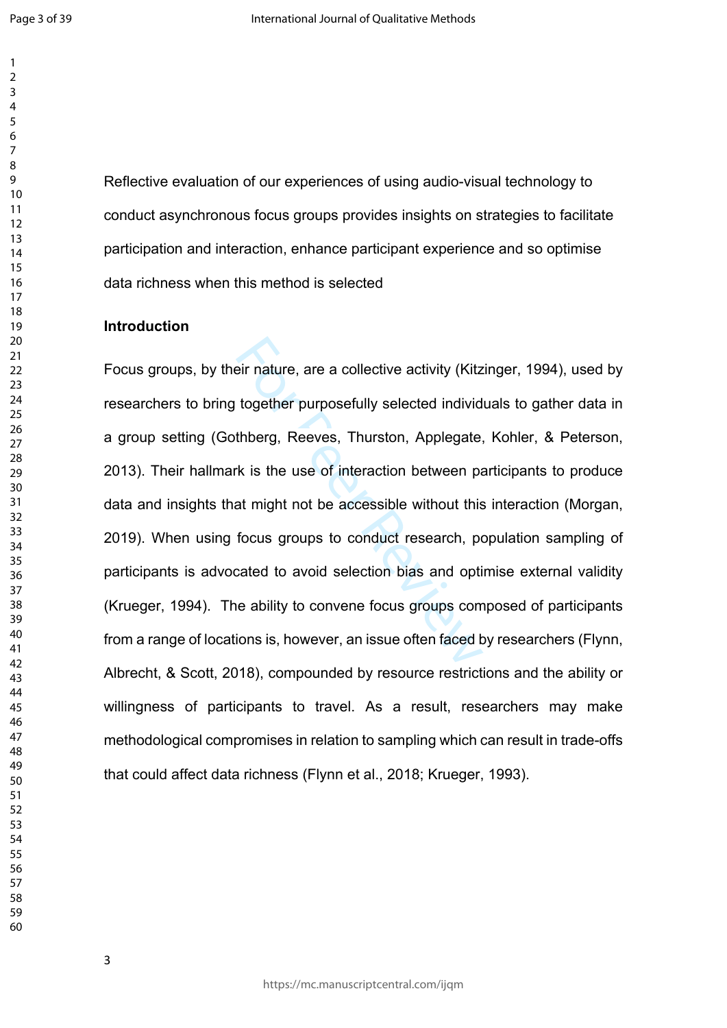Reflective evaluation of our experiences of using audio-visual technology to conduct asynchronous focus groups provides insights on strategies to facilitate participation and interaction, enhance participant experience and so optimise data richness when this method is selected

## Introduction

Focus groups, by their nature, are a collective activity (Kitzinger, 1994), used by researchers to bring together purposefully selected individuals to gather data in a group setting (Gothberg, Reeves, Thurston, Applegate, Kohler, & Peterson, 2013). Their hallmark is the use of interaction between participants to produce data and insights that might not be accessible without this interaction (Morgan, 2019). When using focus groups to conduct research, population sampling of participants is advocated to avoid selection bias and optimise external validity (Krueger, 1994). The ability to convene focus groups composed of participants from a range of locations is, however, an issue often faced by researchers (Flynn, Albrecht, & Scott, 2018), compounded by resource restrictions and the ability or willingness of participants to travel. As a result, researchers may make methodological compromises in relation to sampling which can result in trade-offs that could affect data richness (Flynn et al., 2018; Krueger, 1993).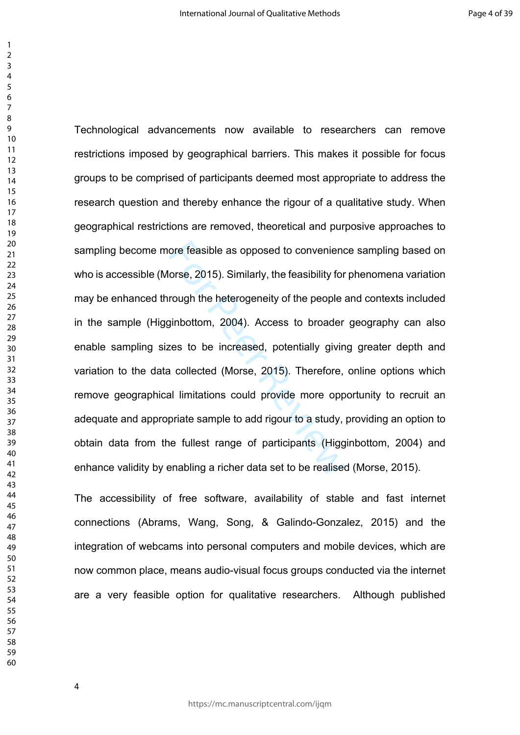Technological advancements now available to researchers can remove restrictions imposed by geographical barriers. This makes it possible for focus groups to be comprised of participants deemed most appropriate to address the research question and thereby enhance the rigour of a qualitative study. When geographical restrictions are removed, theoretical and purposive approaches to sampling become more feasible as opposed to convenience sampling based on who is accessible (Morse, 2015). Similarly, the feasibility for phenomena variation may be enhanced through the heterogeneity of the people and contexts included in the sample (Higginbottom, 2004). Access to broader geography can also enable sampling sizes to be increased, potentially giving greater depth and variation to the data collected (Morse, 2015). Therefore, online options which remove geographical limitations could provide more opportunity to recruit an adequate and appropriate sample to add rigour to a study, providing an option to obtain data from the fullest range of participants (Higginbottom, 2004) and enhance validity by enabling a richer data set to be realised (Morse, 2015).

The accessibility of free software, availability of stable and fast internet connections (Abrams, Wang, Song, & Galindo-Gonzalez, 2015) and the integration of webcams into personal computers and mobile devices, which are now common place, means audio-visual focus groups conducted via the internet are a very feasible option for qualitative researchers. Although published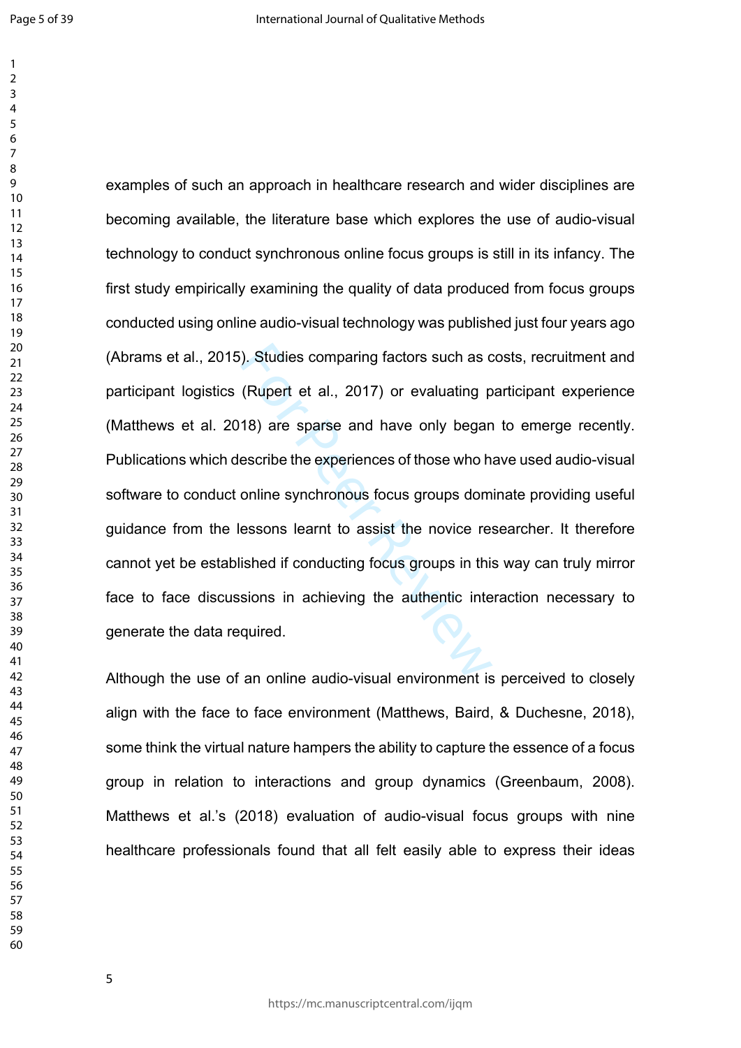examples of such an approach in healthcare research and wider disciplines are becoming available, the literature base which explores the use of audio-visual technology to conduct synchronous online focus groups is still in its infancy. The first study empirically examining the quality of data produced from focus groups conducted using online audio-visual technology was published just four years ago (Abrams et al., 2015). Studies comparing factors such as costs, recruitment and participant logistics (Rupert et al., 2017) or evaluating participant experience (Matthews et al. 2018) are sparse and have only began to emerge recently. Publications which describe the experiences of those who have used audio-visual software to conduct online synchronous focus groups dominate providing useful guidance from the lessons learnt to assist the novice researcher. It therefore cannot yet be established if conducting focus groups in this way can truly mirror face to face discussions in achieving the authentic interaction necessary to generate the data required.

Although the use of an online audio-visual environment is perceived to closely align with the face to face environment (Matthews, Baird, & Duchesne, 2018), some think the virtual nature hampers the ability to capture the essence of a focus group in relation to interactions and group dynamics (Greenbaum, 2008). Matthews et al.'s (2018) evaluation of audio-visual focus groups with nine healthcare professionals found that all felt easily able to express their ideas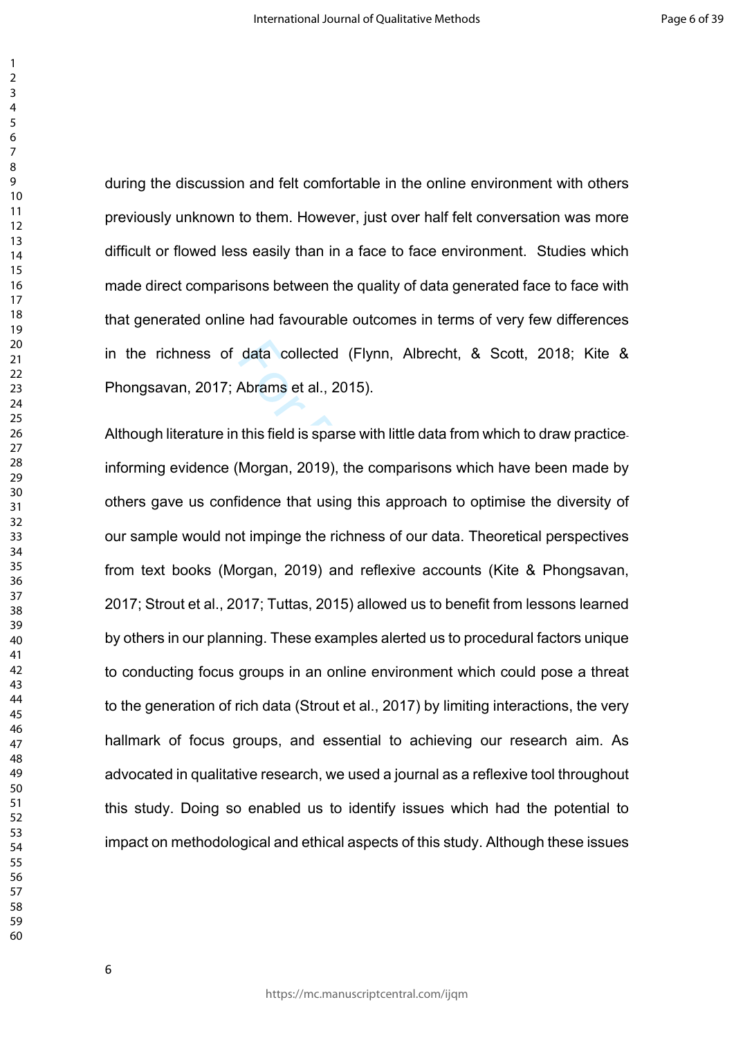during the discussion and felt comfortable in the online environment with others previously unknown to them. However, just over half felt conversation was more difficult or flowed less easily than in a face to face environment. Studies which made direct comparisons between the quality of data generated face to face with that generated online had favourable outcomes in terms of very few differences in the richness of data collected (Flynn, Albrecht, & Scott, 2018; Kite & Phongsavan, 2017; Abrams et al., 2015).

Although literature in this field is sparse with little data from which to draw practice-informing evidence (Morgan, 2019), the comparisons which have been made by others gave us confidence that using this approach to optimise the diversity of our sample would not impinge the richness of our data. Theoretical perspectives from text books (Morgan, 2019) and reflexive accounts (Kite & Phongsavan, 2017; Strout et al., 2017; Tuttas, 2015) allowed us to benefit from lessons learned by others in our planning. These examples alerted us to procedural factors unique to conducting focus groups in an online environment which could pose a threat to the generation of rich data (Strout et al., 2017) by limiting interactions, the very hallmark of focus groups, and essential to achieving our research aim. As advocated in qualitative research, we used a journal as a reflexive tool throughout this study. Doing so enabled us to identify issues which had the potential to impact on methodological and ethical aspects of this study. Although these issues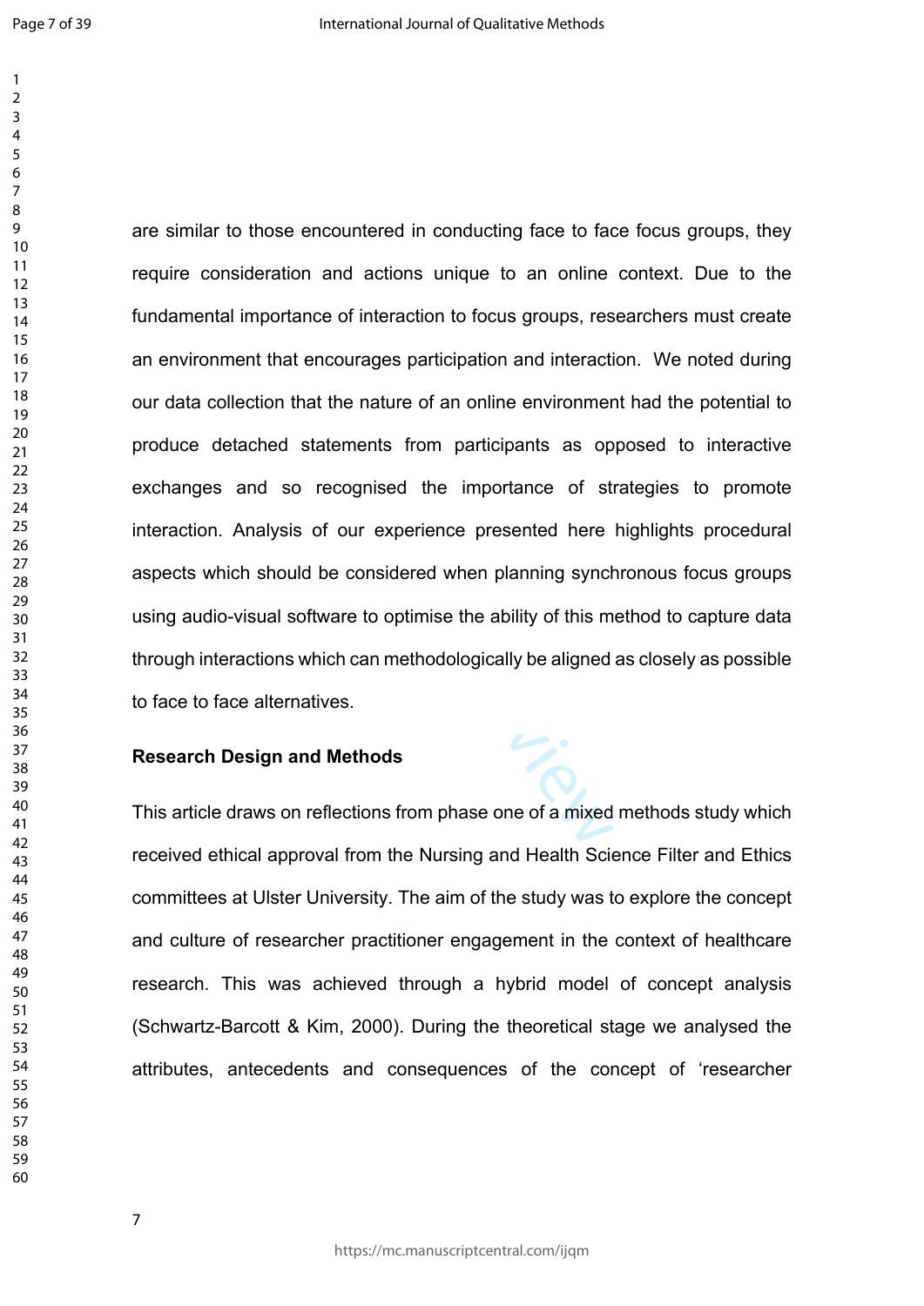are similar to those encountered in conducting face to face focus groups, they require consideration and actions unique to an online context. Due to the fundamental importance of interaction to focus groups, researchers must create an environment that encourages participation and interaction. We noted during our data collection that the nature of an online environment had the potential to produce detached statements from participants as opposed to interactive exchanges and so recognised the importance of strategies to promote interaction. Analysis of our experience presented here highlights procedural aspects which should be considered when planning synchronous focus groups using audio-visual software to optimise the ability of this method to capture data through interactions which can methodologically be aligned as closely as possible to face to face alternatives.

**Research Design and Methods**

This article draws on reflections from phase one of a mixed methods study which received ethical approval from the Nursing and Health Science Filter and Ethics committees at Ulster University. The aim of the study was to explore the concept and culture of researcher practitioner engagement in the context of healthcare research. This was achieved through a hybrid model of concept analysis (Schwartz-Barcott & Kim, 2000). During the theoretical stage we analysed the attributes, antecedents and consequences of the concept of 'researcher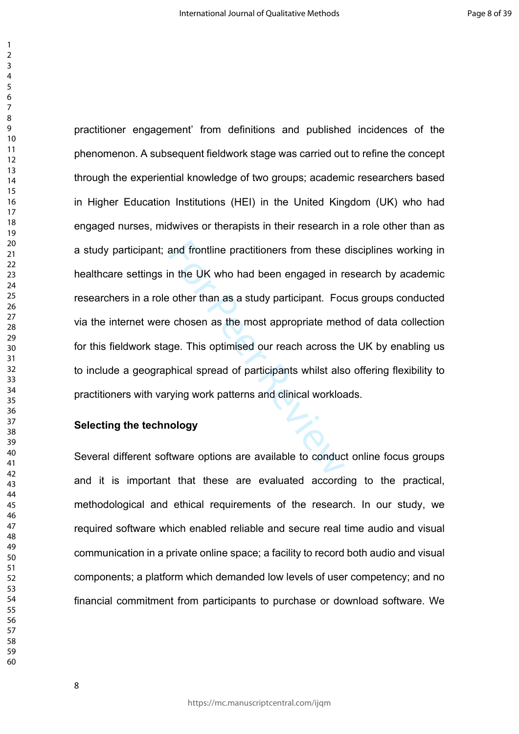practitioner engagement' from definitions and published incidences of the phenomenon. A subsequent fieldwork stage was carried out to refine the concept through the experiential knowledge of two groups; academic researchers based in Higher Education Institutions (HEI) in the United Kingdom (UK) who had engaged nurses, midwives or therapists in their research in a role other than as a study participant; and frontline practitioners from these disciplines working in healthcare settings in the UK who had been engaged in research by academic researchers in a role other than as a study participant. Focus groups conducted via the internet were chosen as the most appropriate method of data collection for this fieldwork stage. This optimised our reach across the UK by enabling us to include a geographical spread of participants whilst also offering flexibility to practitioners with varying work patterns and clinical workloads.

**Selecting the technology**

Several different software options are available to conduct online focus groups and it is important that these are evaluated according to the practical, methodological and ethical requirements of the research. In our study, we required software which enabled reliable and secure real time audio and visual communication in a private online space; a facility to record both audio and visual components; a platform which demanded low levels of user competency; and no financial commitment from participants to purchase or download software. We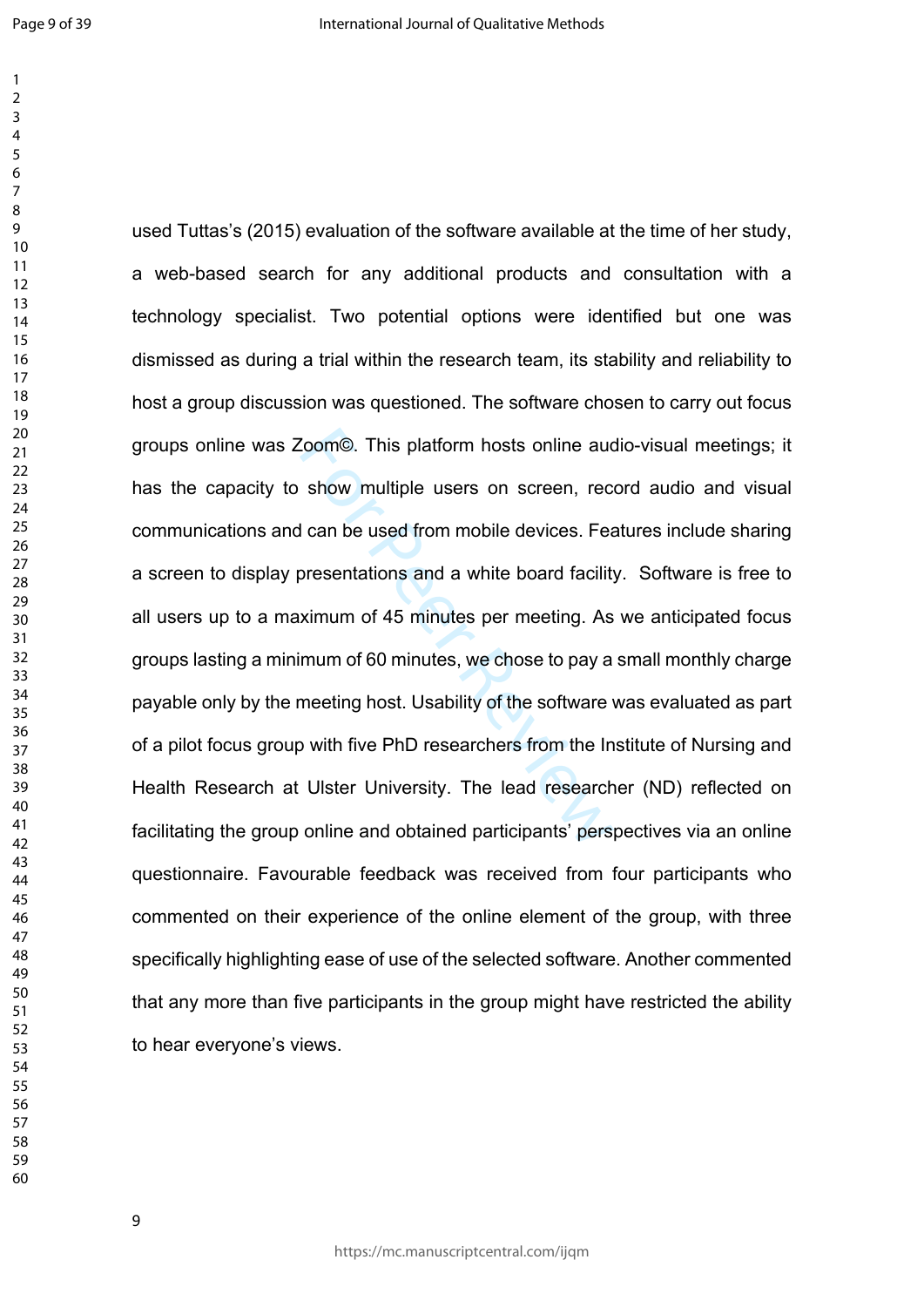used Tuttas's (2015) evaluation of the software available at the time of her study, a web-based search for any additional products and consultation with a technology specialist. Two potential options were identified but one was dismissed as during a trial within the research team, its stability and reliability to host a group discussion was questioned. The software chosen to carry out focus groups online was Zoom©. This platform hosts online audio-visual meetings; it has the capacity to show multiple users on screen, record audio and visual communications and can be used from mobile devices. Features include sharing a screen to display presentations and a white board facility. Software is free to all users up to a maximum of 45 minutes per meeting. As we anticipated focus groups lasting a minimum of 60 minutes, we chose to pay a small monthly charge payable only by the meeting host. Usability of the software was evaluated as part of a pilot focus group with five PhD researchers from the Institute of Nursing and Health Research at Ulster University. The lead researcher (ND) reflected on facilitating the group online and obtained participants' perspectives via an online questionnaire. Favourable feedback was received from four participants who commented on their experience of the online element of the group, with three specifically highlighting ease of use of the selected software. Another commented that any more than five participants in the group might have restricted the ability to hear everyone's views.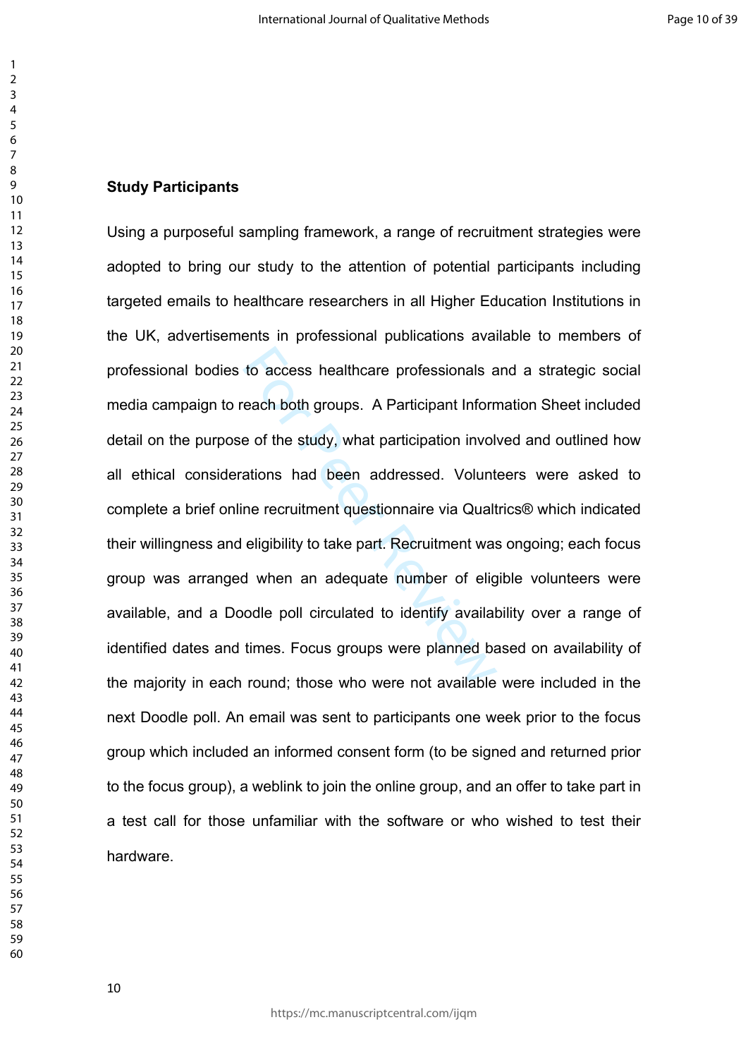**Study Participants**

Using a purposeful sampling framework, a range of recruitment strategies were adopted to bring our study to the attention of potential participants including targeted emails to healthcare researchers in all Higher Education Institutions in the UK, advertisements in professional publications available to members of professional bodies to access healthcare professionals and a strategic social media campaign to reach both groups. A Participant Information Sheet included detail on the purpose of the study, what participation involved and outlined how all ethical considerations had been addressed. Volunteers were asked to complete a brief online recruitment questionnaire via Qualtrics® which indicated their willingness and eligibility to take part. Recruitment was ongoing; each focus group was arranged when an adequate number of eligible volunteers were available, and a Doodle poll circulated to identify availability over a range of identified dates and times. Focus groups were planned based on availability of the majority in each round; those who were not available were included in the next Doodle poll. An email was sent to participants one week prior to the focus group which included an informed consent form (to be signed and returned prior to the focus group), a weblink to join the online group, and an offer to take part in a test call for those unfamiliar with the software or who wished to test their hardware.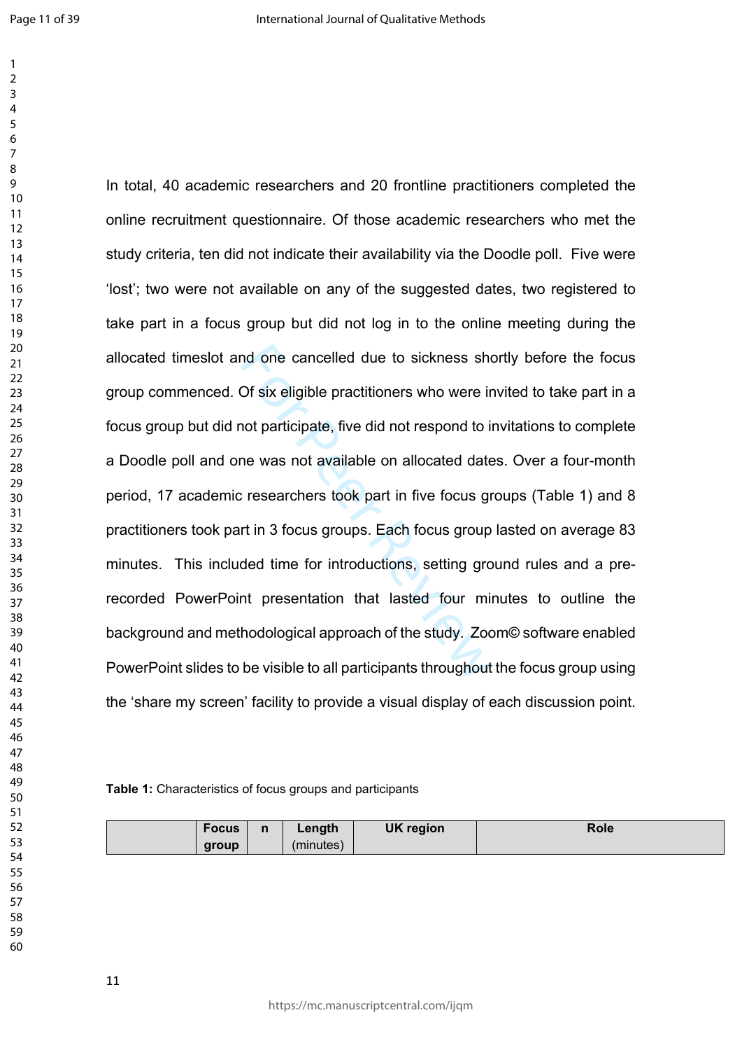In total, 40 academic researchers and 20 frontline practitioners completed the online recruitment questionnaire. Of those academic researchers who met the study criteria, ten did not indicate their availability via the Doodle poll. Five were 'lost'; two were not available on any of the suggested dates, two registered to take part in a focus group but did not log in to the online meeting during the allocated timeslot and one cancelled due to sickness shortly before the focus group commenced. Of six eligible practitioners who were invited to take part in a focus group but did not participate, five did not respond to invitations to complete a Doodle poll and one was not available on allocated dates. Over a four-month period, 17 academic researchers took part in five focus groups (Table 1) and 8 practitioners took part in 3 focus groups. Each focus group lasted on average 83 minutes. This included time for introductions, setting ground rules and a pre-recorded PowerPoint presentation that lasted four minutes to outline the background and methodological approach of the study. Zoom© software enabled PowerPoint slides to be visible to all participants throughout the focus group using the 'share my screen' facility to provide a visual display of each discussion point.

**Table 1:** Characteristics of focus groups and participants

| | Focus group | n | Length (minutes) | UK region | Role |
|---|---|---|---|---|---|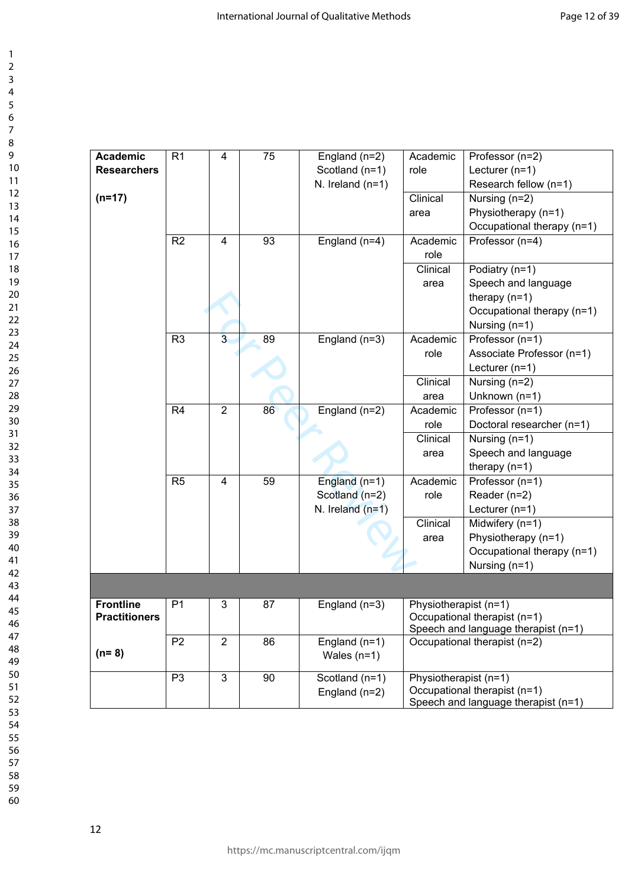| | | | | | | |
|---|---|---|---|---|---|---|
| **Academic Researchers** (n=17) | R1 | 4 | 75 | England (n=2) Scotland (n=1) N. Ireland (n=1) | Academic role | Professor (n=2) Lecturer (n=1) Research fellow (n=1) |
| | | | | | Clinical area | Nursing (n=2) Physiotherapy (n=1) Occupational therapy (n=1) |
| | R2 | 4 | 93 | England (n=4) | Academic role | Professor (n=4) |
| | | | | | Clinical area | Podiatry (n=1) Speech and language therapy (n=1) Occupational therapy (n=1) Nursing (n=1) |
| | R3 | 3 | 89 | England (n=3) | Academic role | Professor (n=1) Associate Professor (n=1) Lecturer (n=1) |
| | | | | | Clinical area | Nursing (n=2) Unknown (n=1) |
| | R4 | 2 | 86 | England (n=2) | Academic role | Professor (n=1) Doctoral researcher (n=1) |
| | | | | | Clinical area | Nursing (n=1) Speech and language therapy (n=1) |
| | R5 | 4 | 59 | England (n=1) Scotland (n=2) N. Ireland (n=1) | Academic role | Professor (n=1) Reader (n=2) Lecturer (n=1) |
| | | | | | Clinical area | Midwifery (n=1) Physiotherapy (n=1) Occupational therapy (n=1) Nursing (n=1) |
| | | | | | | |
| **Frontline Practitioners** (n= 8) | P1 | 3 | 87 | England (n=3) | Physiotherapist (n=1) Occupational therapist (n=1) Speech and language therapist (n=1) | |
| | P2 | 2 | 86 | England (n=1) Wales (n=1) | Occupational therapist (n=2) | |
| | P3 | 3 | 90 | Scotland (n=1) England (n=2) | Physiotherapist (n=1) Occupational therapist (n=1) Speech and language therapist (n=1) | |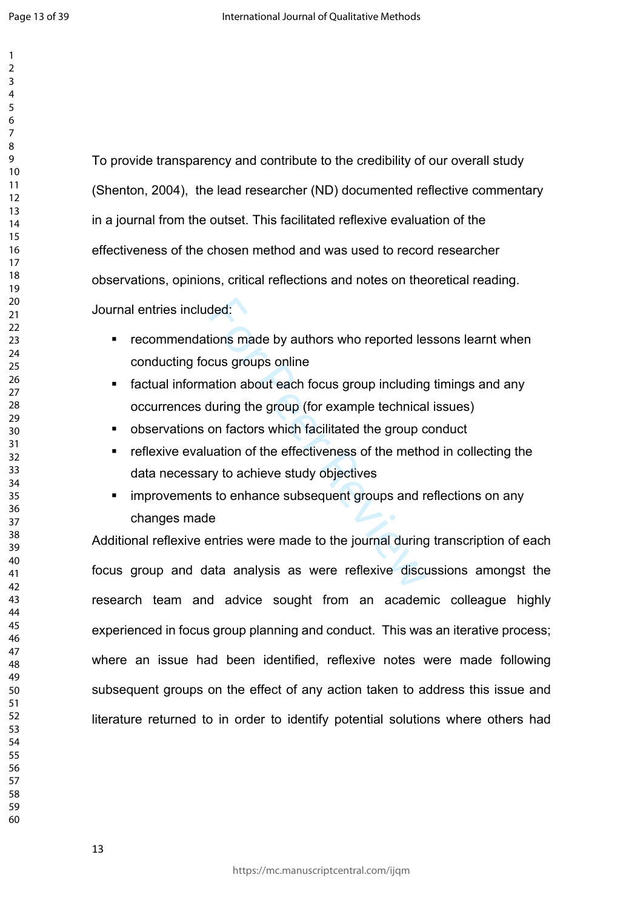To provide transparency and contribute to the credibility of our overall study (Shenton, 2004), the lead researcher (ND) documented reflective commentary in a journal from the outset. This facilitated reflexive evaluation of the effectiveness of the chosen method and was used to record researcher observations, opinions, critical reflections and notes on theoretical reading. Journal entries included:

- recommendations made by authors who reported lessons learnt when conducting focus groups online
- factual information about each focus group including timings and any occurrences during the group (for example technical issues)
- observations on factors which facilitated the group conduct
- reflexive evaluation of the effectiveness of the method in collecting the data necessary to achieve study objectives
- improvements to enhance subsequent groups and reflections on any changes made

Additional reflexive entries were made to the journal during transcription of each focus group and data analysis as were reflexive discussions amongst the research team and advice sought from an academic colleague highly experienced in focus group planning and conduct. This was an iterative process; where an issue had been identified, reflexive notes were made following subsequent groups on the effect of any action taken to address this issue and literature returned to in order to identify potential solutions where others had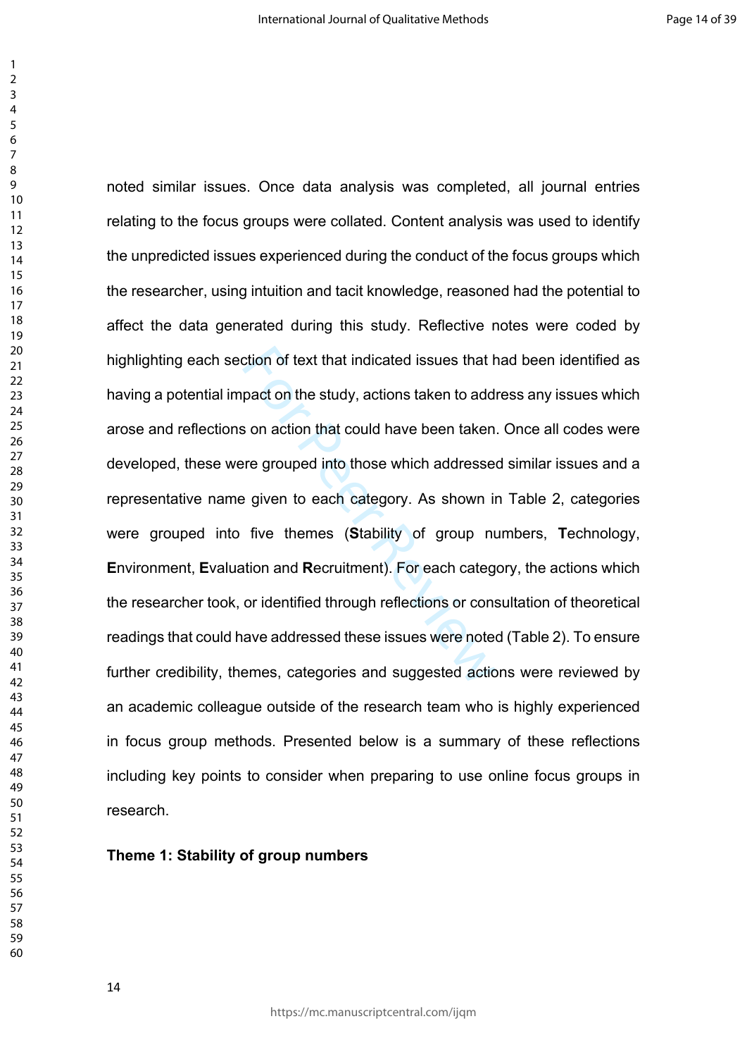noted similar issues. Once data analysis was completed, all journal entries relating to the focus groups were collated. Content analysis was used to identify the unpredicted issues experienced during the conduct of the focus groups which the researcher, using intuition and tacit knowledge, reasoned had the potential to affect the data generated during this study. Reflective notes were coded by highlighting each section of text that indicated issues that had been identified as having a potential impact on the study, actions taken to address any issues which arose and reflections on action that could have been taken. Once all codes were developed, these were grouped into those which addressed similar issues and a representative name given to each category. As shown in Table 2, categories were grouped into five themes (**S**tability of group numbers, **T**echnology, **E**nvironment, **E**valuation and **R**ecruitment). For each category, the actions which the researcher took, or identified through reflections or consultation of theoretical readings that could have addressed these issues were noted (Table 2). To ensure further credibility, themes, categories and suggested actions were reviewed by an academic colleague outside of the research team who is highly experienced in focus group methods. Presented below is a summary of these reflections including key points to consider when preparing to use online focus groups in research.

### Theme 1: Stability of group numbers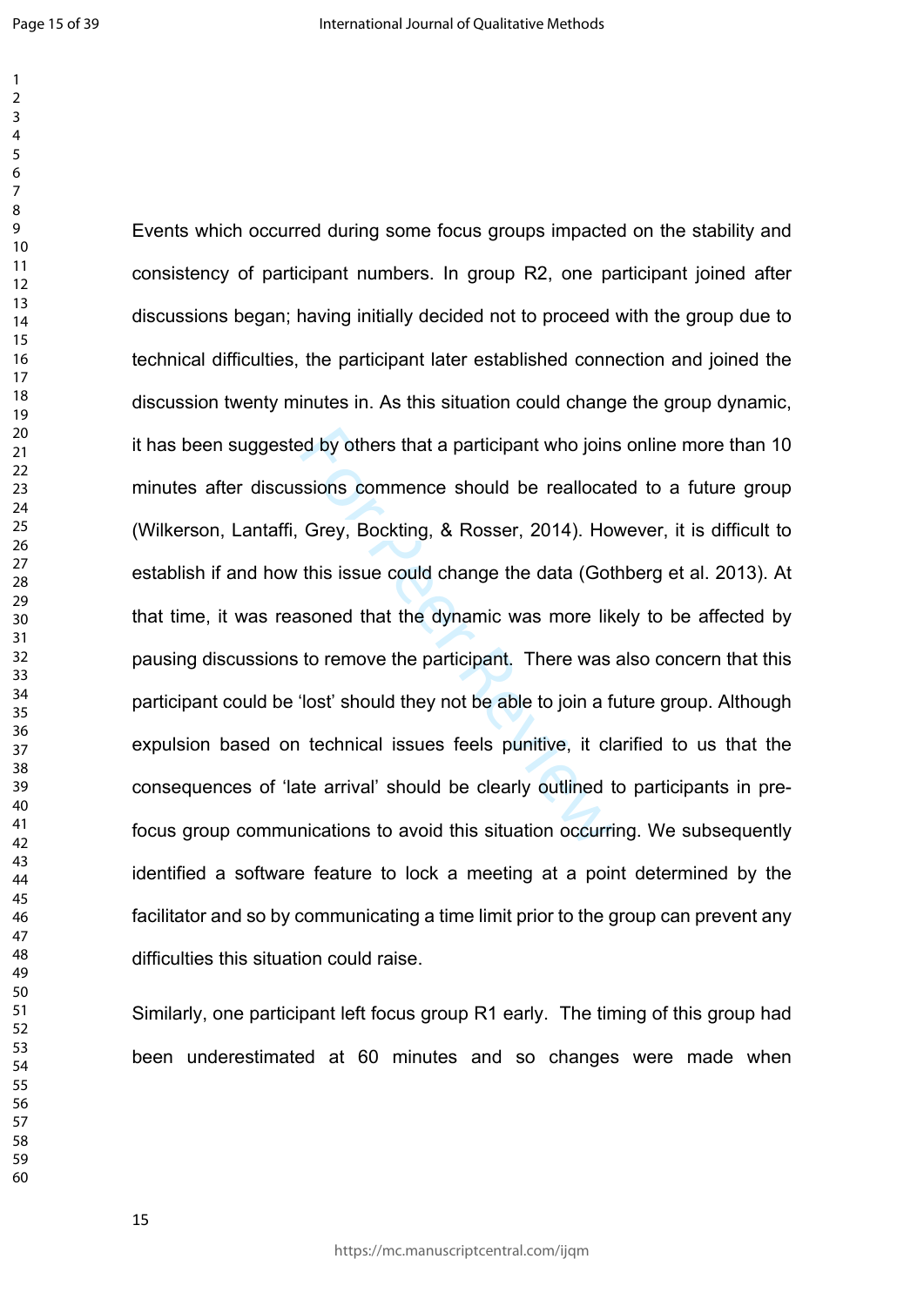Events which occurred during some focus groups impacted on the stability and consistency of participant numbers. In group R2, one participant joined after discussions began; having initially decided not to proceed with the group due to technical difficulties, the participant later established connection and joined the discussion twenty minutes in. As this situation could change the group dynamic, it has been suggested by others that a participant who joins online more than 10 minutes after discussions commence should be reallocated to a future group (Wilkerson, Lantaffi, Grey, Bockting, & Rosser, 2014). However, it is difficult to establish if and how this issue could change the data (Gothberg et al. 2013). At that time, it was reasoned that the dynamic was more likely to be affected by pausing discussions to remove the participant. There was also concern that this participant could be 'lost' should they not be able to join a future group. Although expulsion based on technical issues feels punitive, it clarified to us that the consequences of 'late arrival' should be clearly outlined to participants in pre-focus group communications to avoid this situation occurring. We subsequently identified a software feature to lock a meeting at a point determined by the facilitator and so by communicating a time limit prior to the group can prevent any difficulties this situation could raise.

Similarly, one participant left focus group R1 early. The timing of this group had been underestimated at 60 minutes and so changes were made when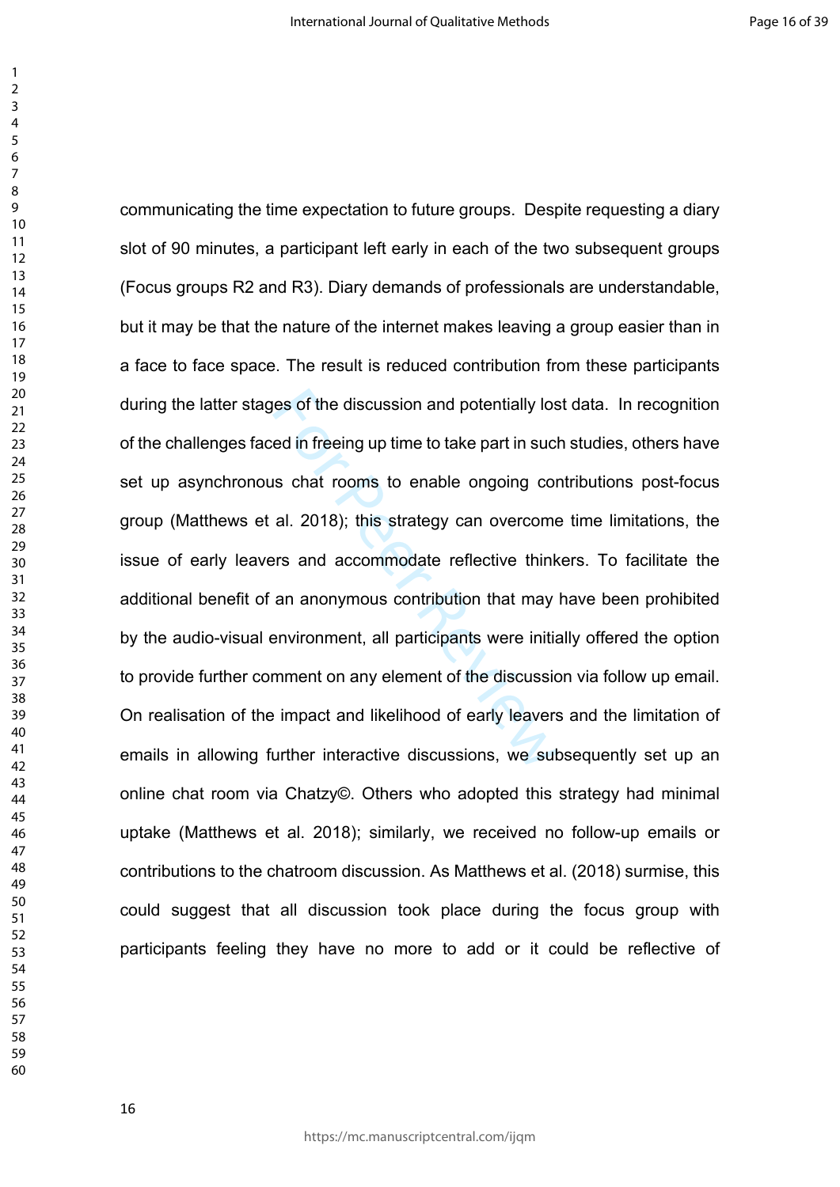communicating the time expectation to future groups. Despite requesting a diary slot of 90 minutes, a participant left early in each of the two subsequent groups (Focus groups R2 and R3). Diary demands of professionals are understandable, but it may be that the nature of the internet makes leaving a group easier than in a face to face space. The result is reduced contribution from these participants during the latter stages of the discussion and potentially lost data. In recognition of the challenges faced in freeing up time to take part in such studies, others have set up asynchronous chat rooms to enable ongoing contributions post-focus group (Matthews et al. 2018); this strategy can overcome time limitations, the issue of early leavers and accommodate reflective thinkers. To facilitate the additional benefit of an anonymous contribution that may have been prohibited by the audio-visual environment, all participants were initially offered the option to provide further comment on any element of the discussion via follow up email. On realisation of the impact and likelihood of early leavers and the limitation of emails in allowing further interactive discussions, we subsequently set up an online chat room via Chatzy©. Others who adopted this strategy had minimal uptake (Matthews et al. 2018); similarly, we received no follow-up emails or contributions to the chatroom discussion. As Matthews et al. (2018) surmise, this could suggest that all discussion took place during the focus group with participants feeling they have no more to add or it could be reflective of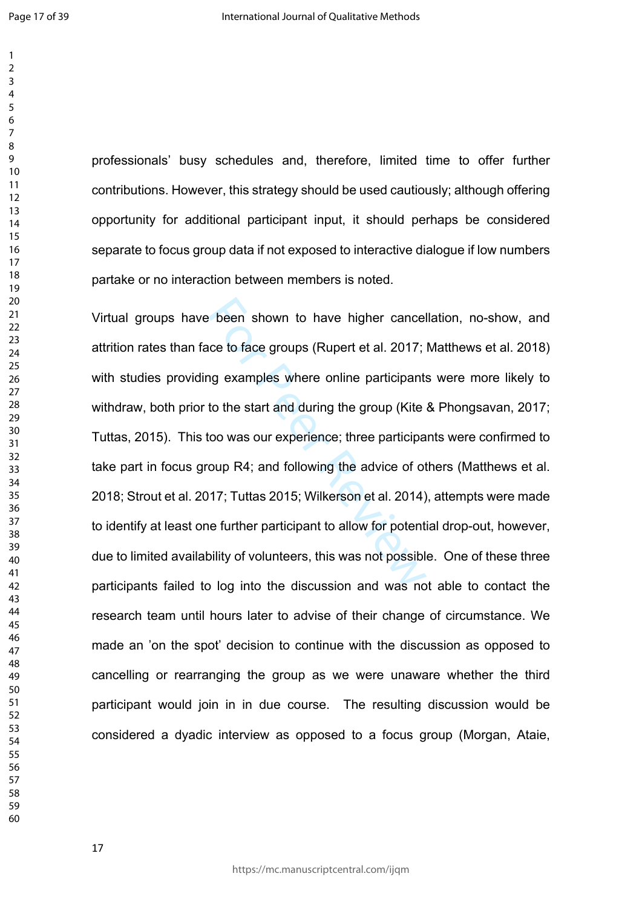professionals' busy schedules and, therefore, limited time to offer further contributions. However, this strategy should be used cautiously; although offering opportunity for additional participant input, it should perhaps be considered separate to focus group data if not exposed to interactive dialogue if low numbers partake or no interaction between members is noted.

Virtual groups have been shown to have higher cancellation, no-show, and attrition rates than face to face groups (Rupert et al. 2017; Matthews et al. 2018) with studies providing examples where online participants were more likely to withdraw, both prior to the start and during the group (Kite & Phongsavan, 2017; Tuttas, 2015). This too was our experience; three participants were confirmed to take part in focus group R4; and following the advice of others (Matthews et al. 2018; Strout et al. 2017; Tuttas 2015; Wilkerson et al. 2014), attempts were made to identify at least one further participant to allow for potential drop-out, however, due to limited availability of volunteers, this was not possible. One of these three participants failed to log into the discussion and was not able to contact the research team until hours later to advise of their change of circumstance. We made an 'on the spot' decision to continue with the discussion as opposed to cancelling or rearranging the group as we were unaware whether the third participant would join in in due course. The resulting discussion would be considered a dyadic interview as opposed to a focus group (Morgan, Ataie,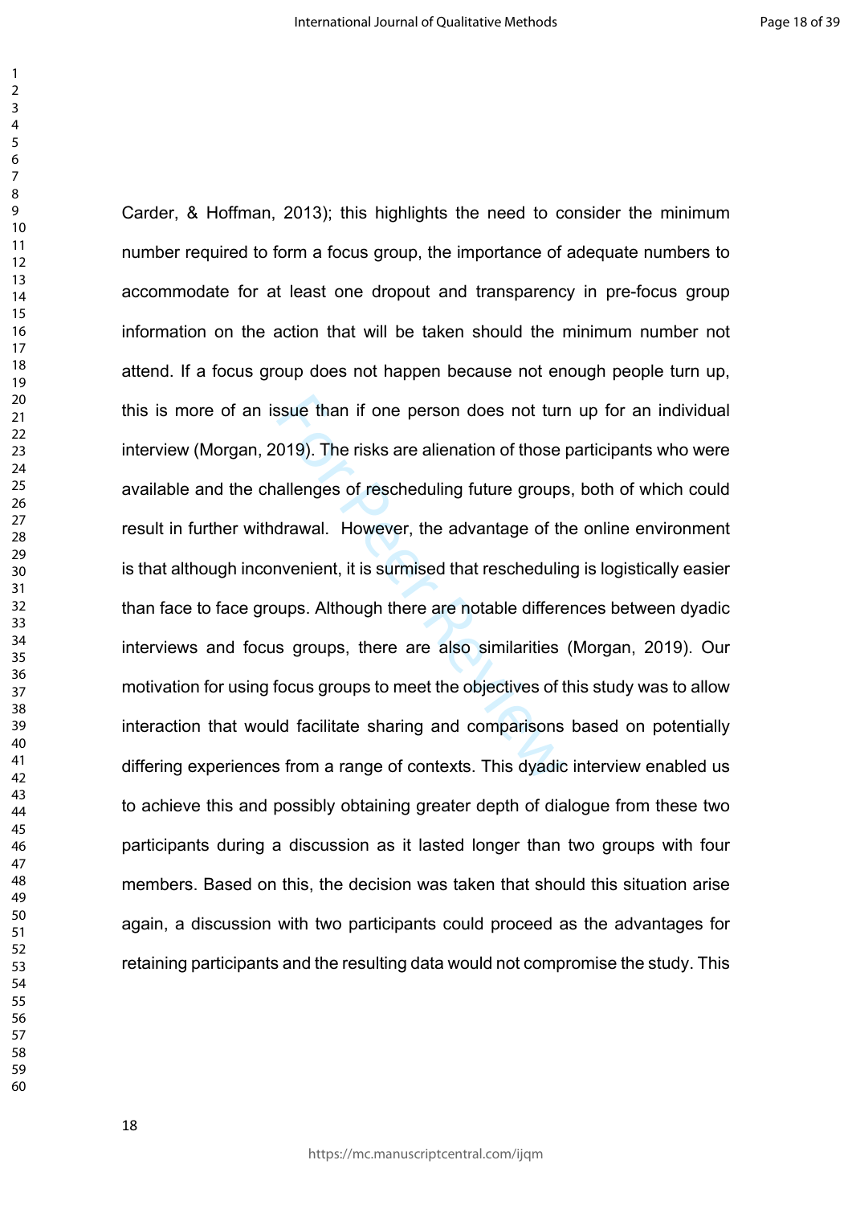Carder, & Hoffman, 2013); this highlights the need to consider the minimum number required to form a focus group, the importance of adequate numbers to accommodate for at least one dropout and transparency in pre-focus group information on the action that will be taken should the minimum number not attend. If a focus group does not happen because not enough people turn up, this is more of an issue than if one person does not turn up for an individual interview (Morgan, 2019). The risks are alienation of those participants who were available and the challenges of rescheduling future groups, both of which could result in further withdrawal. However, the advantage of the online environment is that although inconvenient, it is surmised that rescheduling is logistically easier than face to face groups. Although there are notable differences between dyadic interviews and focus groups, there are also similarities (Morgan, 2019). Our motivation for using focus groups to meet the objectives of this study was to allow interaction that would facilitate sharing and comparisons based on potentially differing experiences from a range of contexts. This dyadic interview enabled us to achieve this and possibly obtaining greater depth of dialogue from these two participants during a discussion as it lasted longer than two groups with four members. Based on this, the decision was taken that should this situation arise again, a discussion with two participants could proceed as the advantages for retaining participants and the resulting data would not compromise the study. This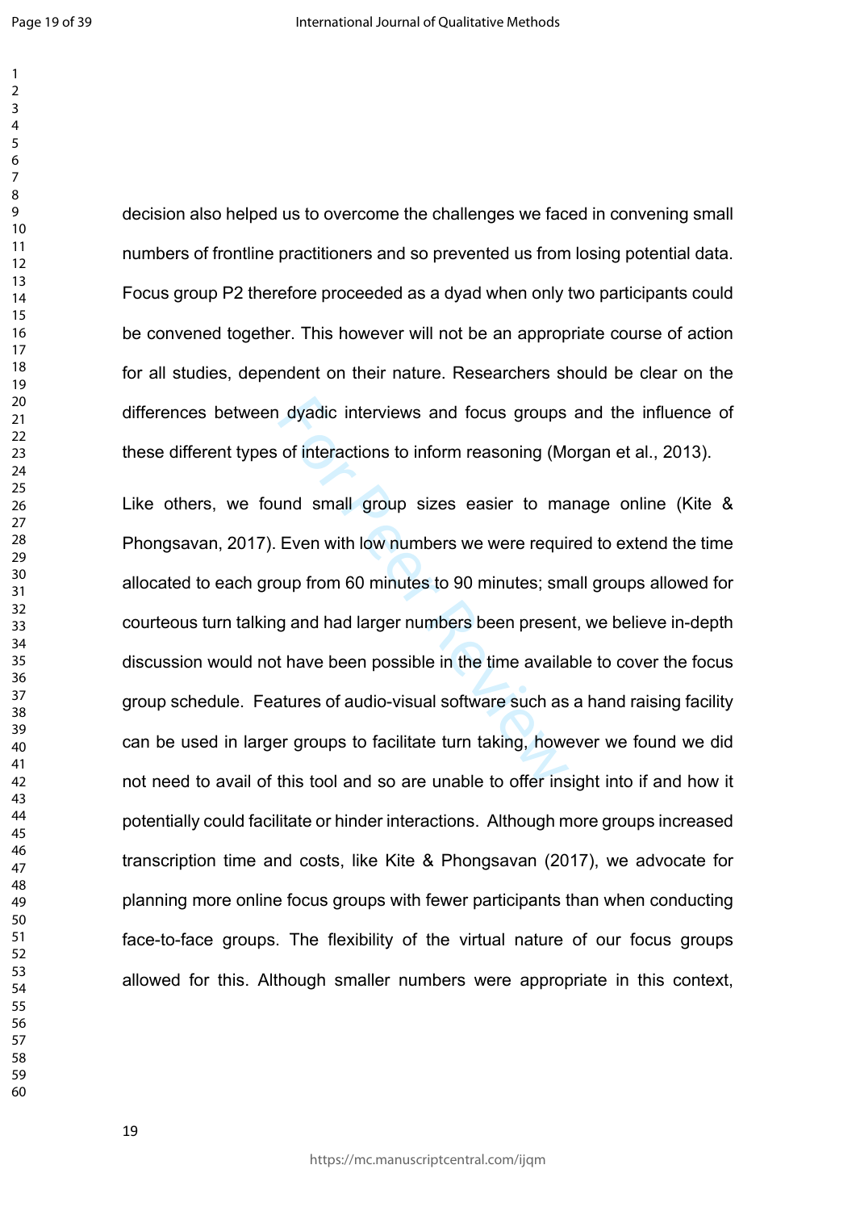decision also helped us to overcome the challenges we faced in convening small numbers of frontline practitioners and so prevented us from losing potential data. Focus group P2 therefore proceeded as a dyad when only two participants could be convened together. This however will not be an appropriate course of action for all studies, dependent on their nature. Researchers should be clear on the differences between dyadic interviews and focus groups and the influence of these different types of interactions to inform reasoning (Morgan et al., 2013).

Like others, we found small group sizes easier to manage online (Kite & Phongsavan, 2017). Even with low numbers we were required to extend the time allocated to each group from 60 minutes to 90 minutes; small groups allowed for courteous turn talking and had larger numbers been present, we believe in-depth discussion would not have been possible in the time available to cover the focus group schedule. Features of audio-visual software such as a hand raising facility can be used in larger groups to facilitate turn taking, however we found we did not need to avail of this tool and so are unable to offer insight into if and how it potentially could facilitate or hinder interactions. Although more groups increased transcription time and costs, like Kite & Phongsavan (2017), we advocate for planning more online focus groups with fewer participants than when conducting face-to-face groups. The flexibility of the virtual nature of our focus groups allowed for this. Although smaller numbers were appropriate in this context,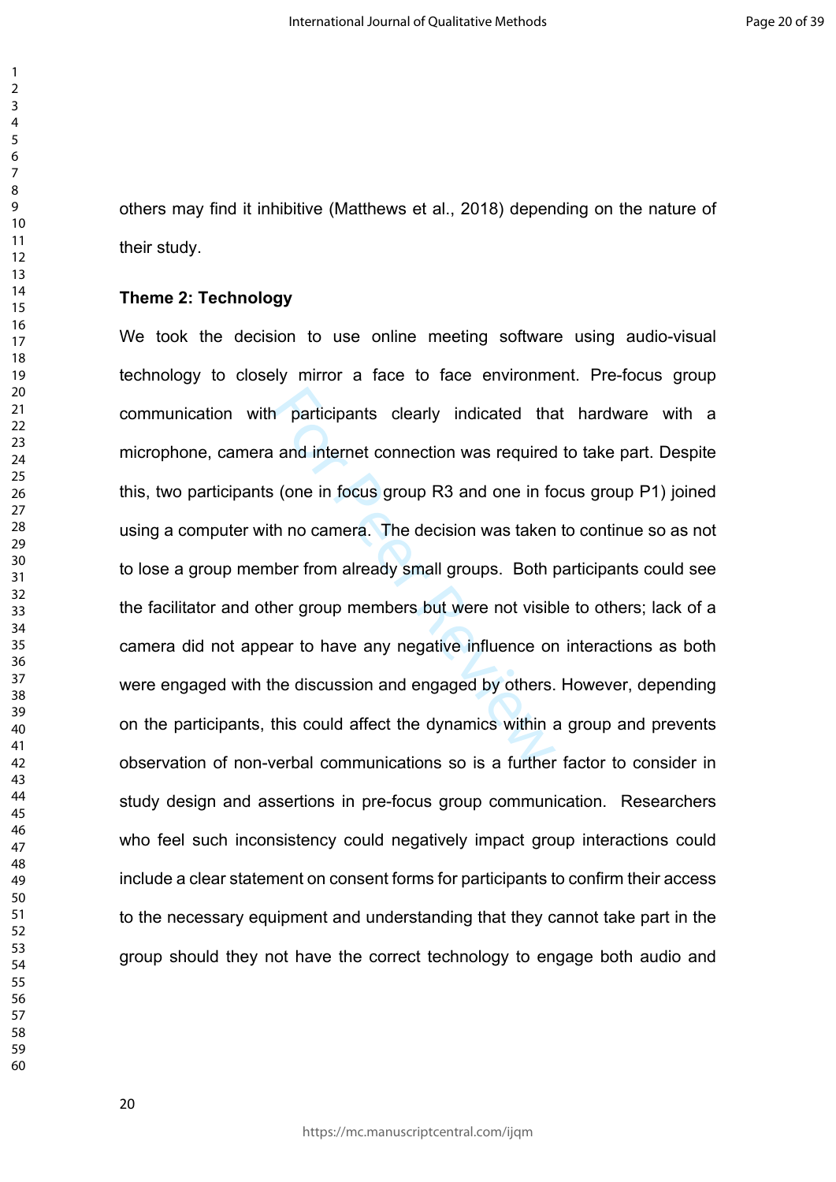others may find it inhibitive (Matthews et al., 2018) depending on the nature of their study.

**Theme 2: Technology**

We took the decision to use online meeting software using audio-visual technology to closely mirror a face to face environment. Pre-focus group communication with participants clearly indicated that hardware with a microphone, camera and internet connection was required to take part. Despite this, two participants (one in focus group R3 and one in focus group P1) joined using a computer with no camera. The decision was taken to continue so as not to lose a group member from already small groups. Both participants could see the facilitator and other group members but were not visible to others; lack of a camera did not appear to have any negative influence on interactions as both were engaged with the discussion and engaged by others. However, depending on the participants, this could affect the dynamics within a group and prevents observation of non-verbal communications so is a further factor to consider in study design and assertions in pre-focus group communication. Researchers who feel such inconsistency could negatively impact group interactions could include a clear statement on consent forms for participants to confirm their access to the necessary equipment and understanding that they cannot take part in the group should they not have the correct technology to engage both audio and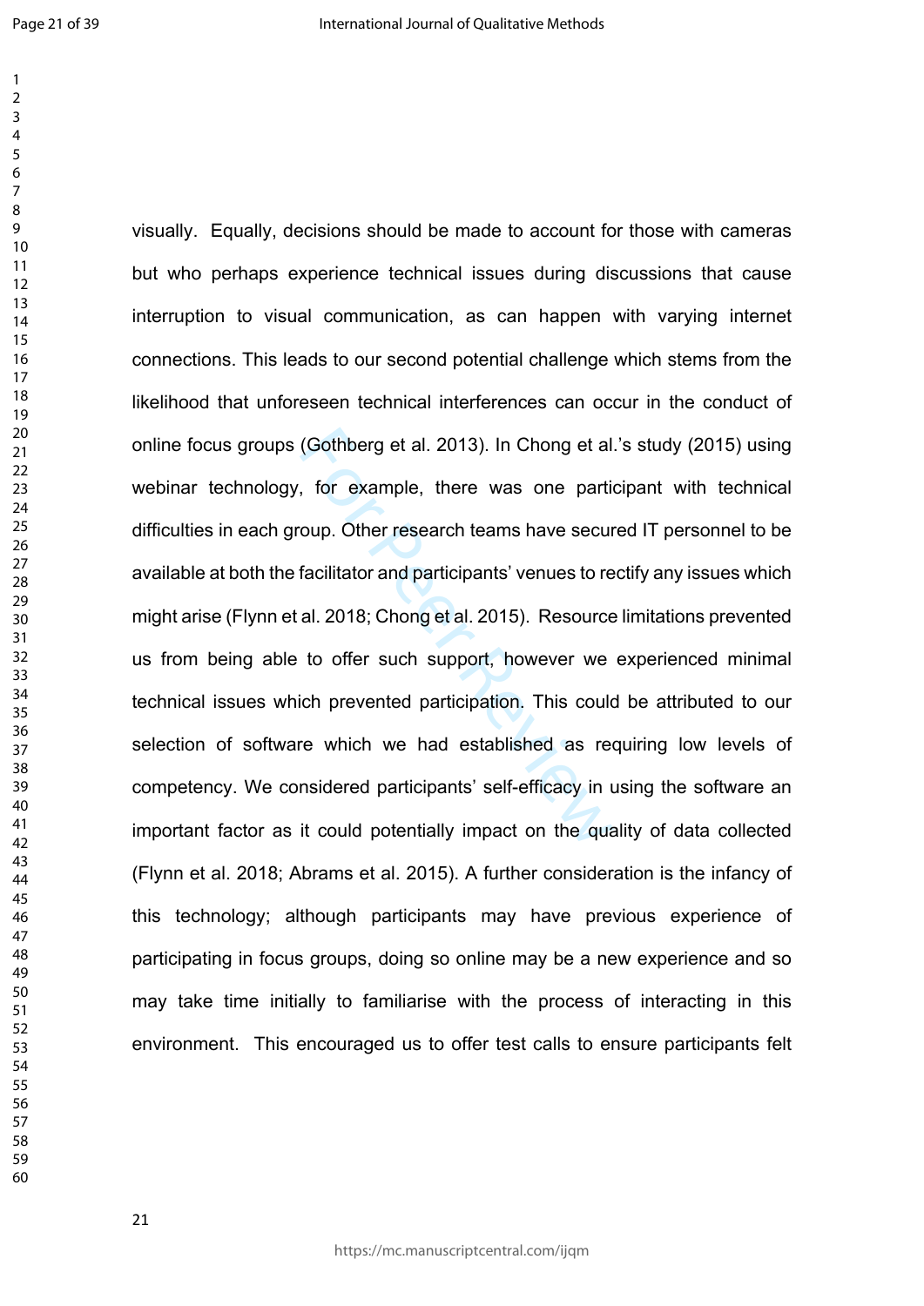visually. Equally, decisions should be made to account for those with cameras but who perhaps experience technical issues during discussions that cause interruption to visual communication, as can happen with varying internet connections. This leads to our second potential challenge which stems from the likelihood that unforeseen technical interferences can occur in the conduct of online focus groups (Gothberg et al. 2013). In Chong et al.'s study (2015) using webinar technology, for example, there was one participant with technical difficulties in each group. Other research teams have secured IT personnel to be available at both the facilitator and participants' venues to rectify any issues which might arise (Flynn et al. 2018; Chong et al. 2015). Resource limitations prevented us from being able to offer such support, however we experienced minimal technical issues which prevented participation. This could be attributed to our selection of software which we had established as requiring low levels of competency. We considered participants' self-efficacy in using the software an important factor as it could potentially impact on the quality of data collected (Flynn et al. 2018; Abrams et al. 2015). A further consideration is the infancy of this technology; although participants may have previous experience of participating in focus groups, doing so online may be a new experience and so may take time initially to familiarise with the process of interacting in this environment. This encouraged us to offer test calls to ensure participants felt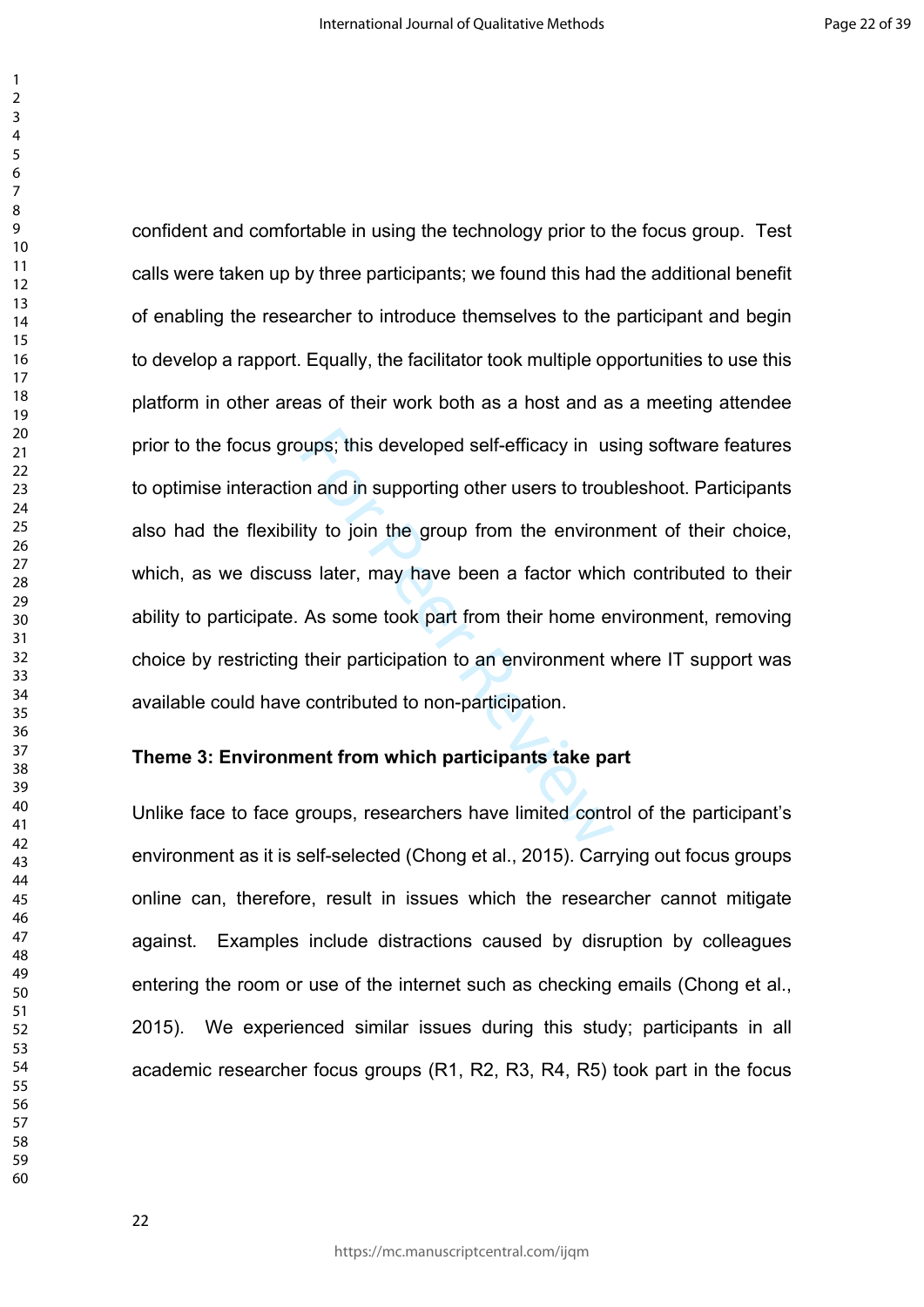confident and comfortable in using the technology prior to the focus group. Test calls were taken up by three participants; we found this had the additional benefit of enabling the researcher to introduce themselves to the participant and begin to develop a rapport. Equally, the facilitator took multiple opportunities to use this platform in other areas of their work both as a host and as a meeting attendee prior to the focus groups; this developed self-efficacy in using software features to optimise interaction and in supporting other users to troubleshoot. Participants also had the flexibility to join the group from the environment of their choice, which, as we discuss later, may have been a factor which contributed to their ability to participate. As some took part from their home environment, removing choice by restricting their participation to an environment where IT support was available could have contributed to non-participation.

**Theme 3: Environment from which participants take part**

Unlike face to face groups, researchers have limited control of the participant's environment as it is self-selected (Chong et al., 2015). Carrying out focus groups online can, therefore, result in issues which the researcher cannot mitigate against. Examples include distractions caused by disruption by colleagues entering the room or use of the internet such as checking emails (Chong et al., 2015). We experienced similar issues during this study; participants in all academic researcher focus groups (R1, R2, R3, R4, R5) took part in the focus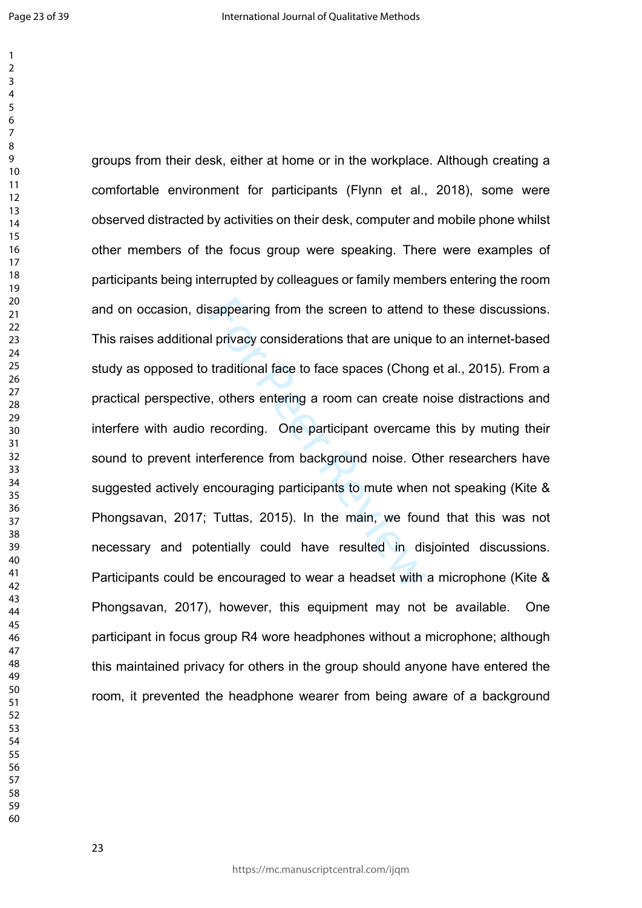groups from their desk, either at home or in the workplace. Although creating a comfortable environment for participants (Flynn et al., 2018), some were observed distracted by activities on their desk, computer and mobile phone whilst other members of the focus group were speaking. There were examples of participants being interrupted by colleagues or family members entering the room and on occasion, disappearing from the screen to attend to these discussions. This raises additional privacy considerations that are unique to an internet-based study as opposed to traditional face to face spaces (Chong et al., 2015). From a practical perspective, others entering a room can create noise distractions and interfere with audio recording. One participant overcame this by muting their sound to prevent interference from background noise. Other researchers have suggested actively encouraging participants to mute when not speaking (Kite & Phongsavan, 2017; Tuttas, 2015). In the main, we found that this was not necessary and potentially could have resulted in disjointed discussions. Participants could be encouraged to wear a headset with a microphone (Kite & Phongsavan, 2017), however, this equipment may not be available. One participant in focus group R4 wore headphones without a microphone; although this maintained privacy for others in the group should anyone have entered the room, it prevented the headphone wearer from being aware of a background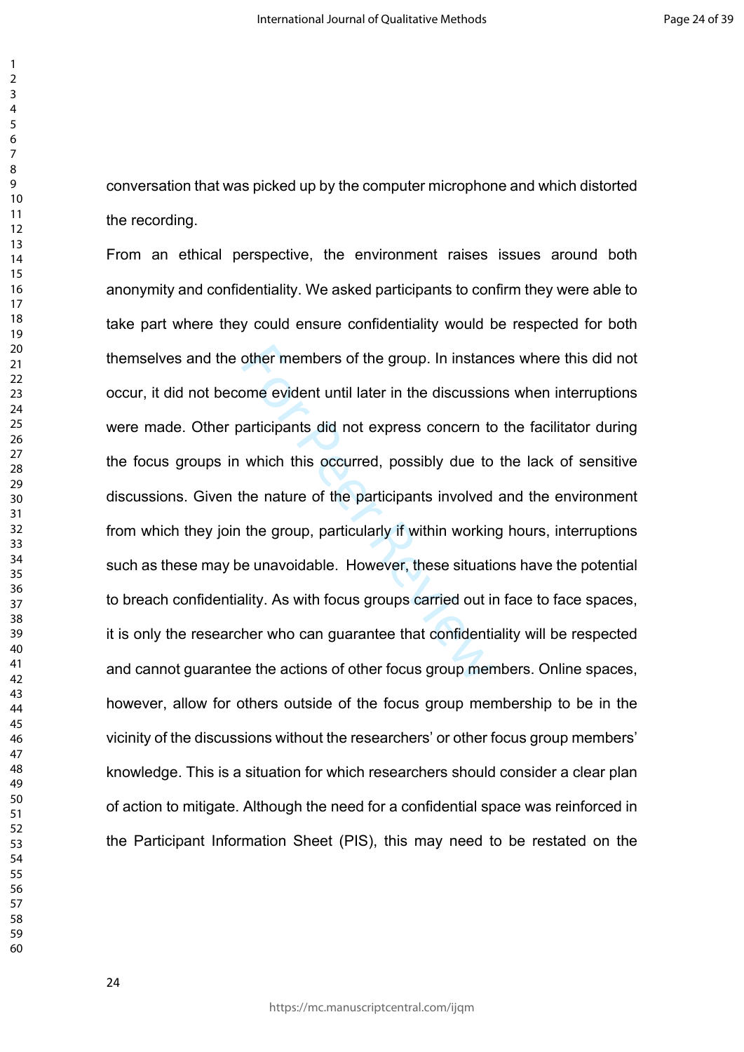conversation that was picked up by the computer microphone and which distorted the recording.

From an ethical perspective, the environment raises issues around both anonymity and confidentiality. We asked participants to confirm they were able to take part where they could ensure confidentiality would be respected for both themselves and the other members of the group. In instances where this did not occur, it did not become evident until later in the discussions when interruptions were made. Other participants did not express concern to the facilitator during the focus groups in which this occurred, possibly due to the lack of sensitive discussions. Given the nature of the participants involved and the environment from which they join the group, particularly if within working hours, interruptions such as these may be unavoidable. However, these situations have the potential to breach confidentiality. As with focus groups carried out in face to face spaces, it is only the researcher who can guarantee that confidentiality will be respected and cannot guarantee the actions of other focus group members. Online spaces, however, allow for others outside of the focus group membership to be in the vicinity of the discussions without the researchers' or other focus group members' knowledge. This is a situation for which researchers should consider a clear plan of action to mitigate. Although the need for a confidential space was reinforced in the Participant Information Sheet (PIS), this may need to be restated on the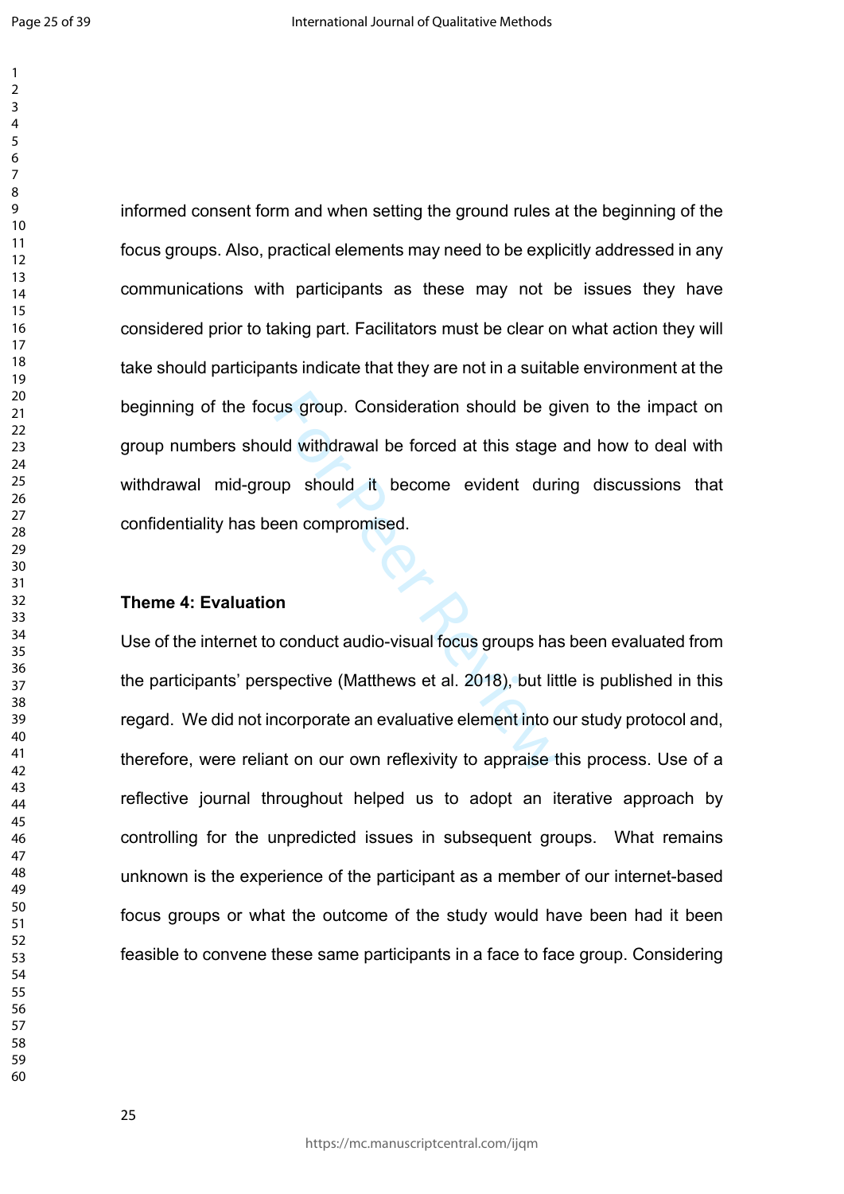informed consent form and when setting the ground rules at the beginning of the focus groups. Also, practical elements may need to be explicitly addressed in any communications with participants as these may not be issues they have considered prior to taking part. Facilitators must be clear on what action they will take should participants indicate that they are not in a suitable environment at the beginning of the focus group. Consideration should be given to the impact on group numbers should withdrawal be forced at this stage and how to deal with withdrawal mid-group should it become evident during discussions that confidentiality has been compromised.

**Theme 4: Evaluation**

Use of the internet to conduct audio-visual focus groups has been evaluated from the participants' perspective (Matthews et al. 2018), but little is published in this regard. We did not incorporate an evaluative element into our study protocol and, therefore, were reliant on our own reflexivity to appraise this process. Use of a reflective journal throughout helped us to adopt an iterative approach by controlling for the unpredicted issues in subsequent groups. What remains unknown is the experience of the participant as a member of our internet-based focus groups or what the outcome of the study would have been had it been feasible to convene these same participants in a face to face group. Considering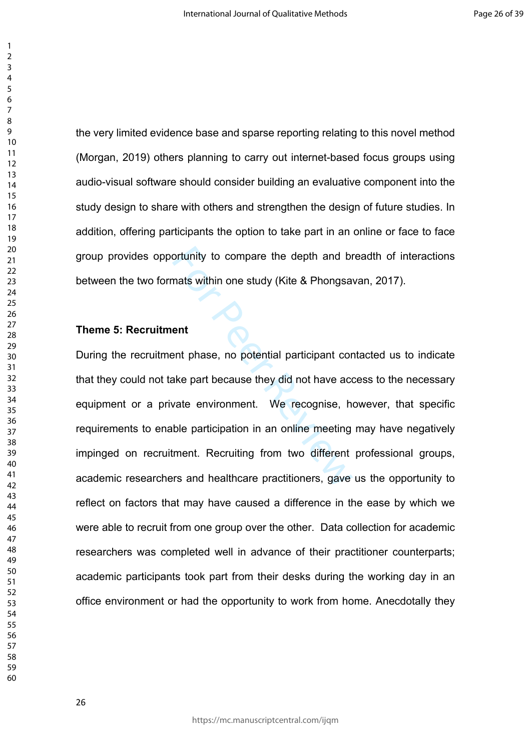the very limited evidence base and sparse reporting relating to this novel method (Morgan, 2019) others planning to carry out internet-based focus groups using audio-visual software should consider building an evaluative component into the study design to share with others and strengthen the design of future studies. In addition, offering participants the option to take part in an online or face to face group provides opportunity to compare the depth and breadth of interactions between the two formats within one study (Kite & Phongsavan, 2017).

**Theme 5: Recruitment**

During the recruitment phase, no potential participant contacted us to indicate that they could not take part because they did not have access to the necessary equipment or a private environment. We recognise, however, that specific requirements to enable participation in an online meeting may have negatively impinged on recruitment. Recruiting from two different professional groups, academic researchers and healthcare practitioners, gave us the opportunity to reflect on factors that may have caused a difference in the ease by which we were able to recruit from one group over the other. Data collection for academic researchers was completed well in advance of their practitioner counterparts; academic participants took part from their desks during the working day in an office environment or had the opportunity to work from home. Anecdotally they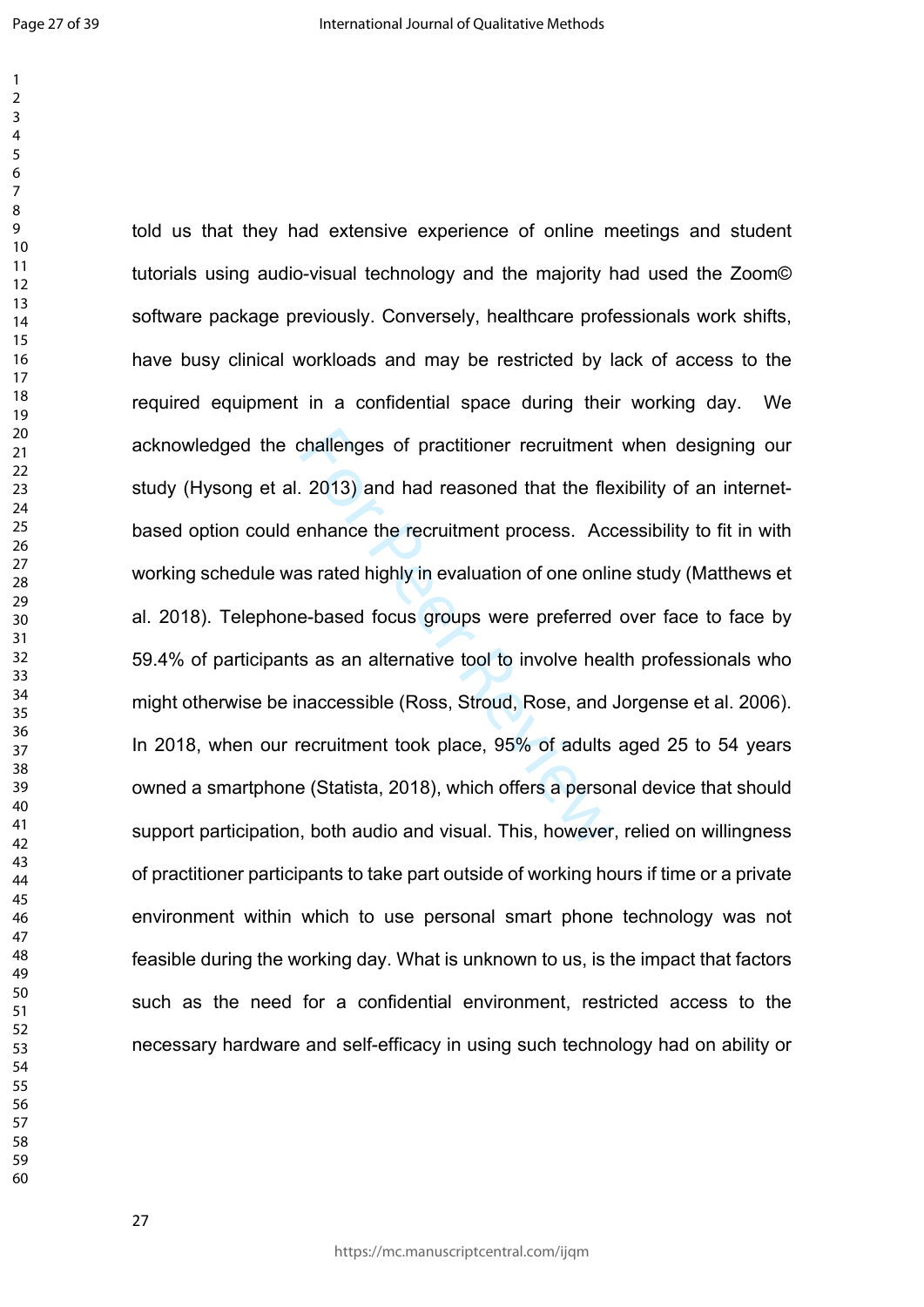told us that they had extensive experience of online meetings and student tutorials using audio-visual technology and the majority had used the Zoom© software package previously. Conversely, healthcare professionals work shifts, have busy clinical workloads and may be restricted by lack of access to the required equipment in a confidential space during their working day. We acknowledged the challenges of practitioner recruitment when designing our study (Hysong et al. 2013) and had reasoned that the flexibility of an internet-based option could enhance the recruitment process. Accessibility to fit in with working schedule was rated highly in evaluation of one online study (Matthews et al. 2018). Telephone-based focus groups were preferred over face to face by 59.4% of participants as an alternative tool to involve health professionals who might otherwise be inaccessible (Ross, Stroud, Rose, and Jorgense et al. 2006). In 2018, when our recruitment took place, 95% of adults aged 25 to 54 years owned a smartphone (Statista, 2018), which offers a personal device that should support participation, both audio and visual. This, however, relied on willingness of practitioner participants to take part outside of working hours if time or a private environment within which to use personal smart phone technology was not feasible during the working day. What is unknown to us, is the impact that factors such as the need for a confidential environment, restricted access to the necessary hardware and self-efficacy in using such technology had on ability or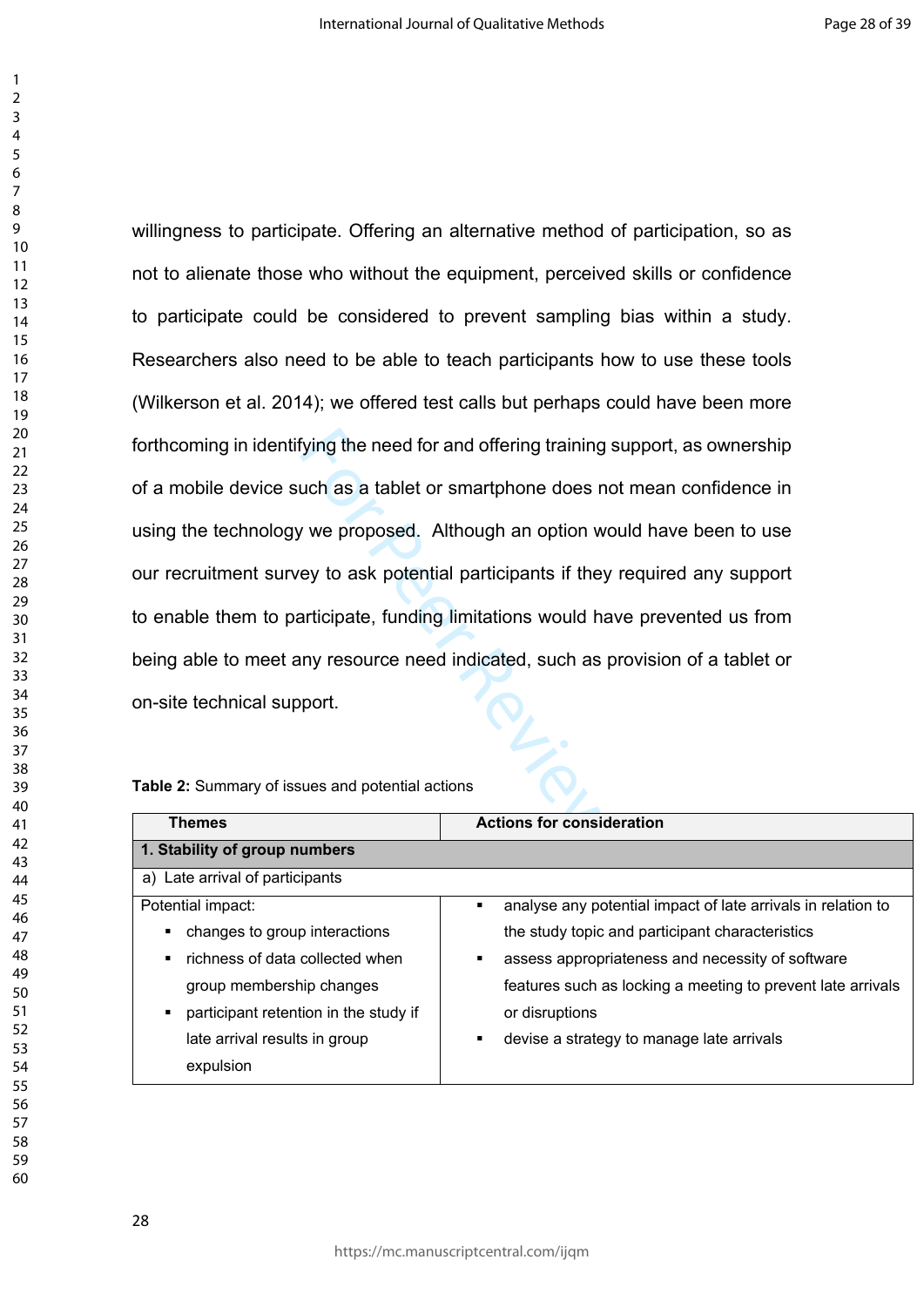willingness to participate. Offering an alternative method of participation, so as not to alienate those who without the equipment, perceived skills or confidence to participate could be considered to prevent sampling bias within a study. Researchers also need to be able to teach participants how to use these tools (Wilkerson et al. 2014); we offered test calls but perhaps could have been more forthcoming in identifying the need for and offering training support, as ownership of a mobile device such as a tablet or smartphone does not mean confidence in using the technology we proposed. Although an option would have been to use our recruitment survey to ask potential participants if they required any support to enable them to participate, funding limitations would have prevented us from being able to meet any resource need indicated, such as provision of a tablet or on-site technical support.

**Table 2:** Summary of issues and potential actions

| Themes | Actions for consideration |
|---|---|
| **1. Stability of group numbers** | |
| a) Late arrival of participants | |
| Potential impact:<br>▪ changes to group interactions<br>▪ richness of data collected when group membership changes<br>▪ participant retention in the study if late arrival results in group expulsion | ▪ analyse any potential impact of late arrivals in relation to the study topic and participant characteristics<br>▪ assess appropriateness and necessity of software features such as locking a meeting to prevent late arrivals or disruptions<br>▪ devise a strategy to manage late arrivals |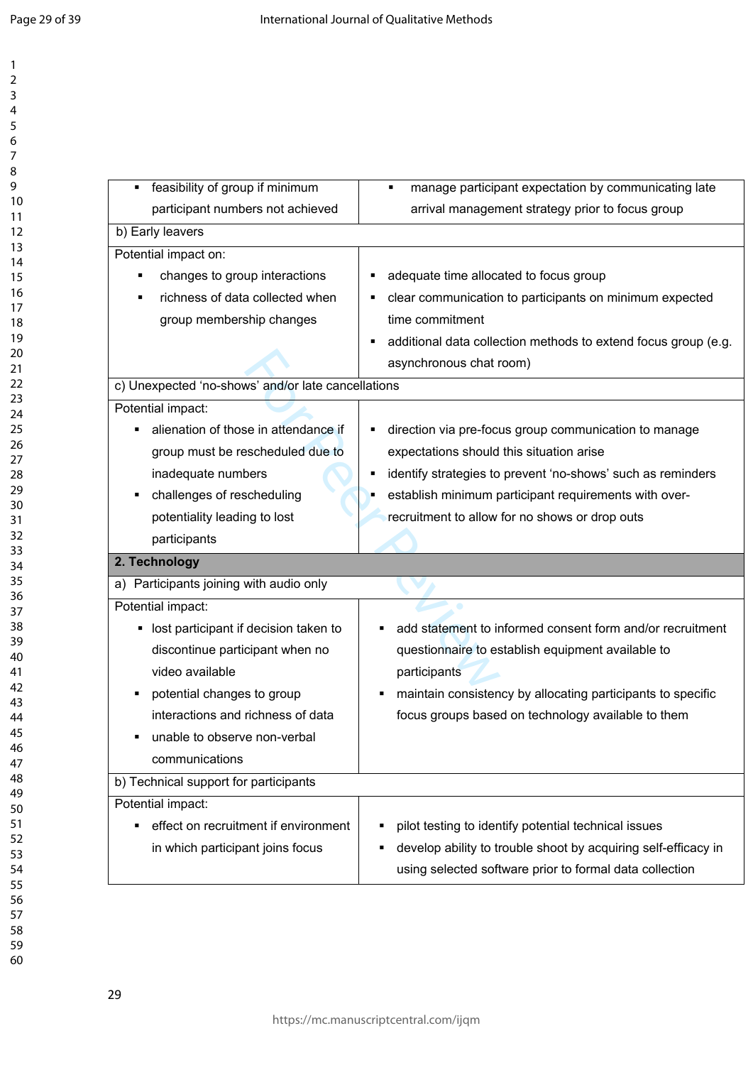| | |
|---|---|
| ▪ feasibility of group if minimum participant numbers not achieved | ▪ manage participant expectation by communicating late arrival management strategy prior to focus group |
| b) Early leavers | |
| Potential impact on:<br>▪ changes to group interactions<br>▪ richness of data collected when group membership changes | ▪ adequate time allocated to focus group<br>▪ clear communication to participants on minimum expected time commitment<br>▪ additional data collection methods to extend focus group (e.g. asynchronous chat room) |
| c) Unexpected 'no-shows' and/or late cancellations | |
| Potential impact:<br>▪ alienation of those in attendance if group must be rescheduled due to inadequate numbers<br>▪ challenges of rescheduling potentiality leading to lost participants | ▪ direction via pre-focus group communication to manage expectations should this situation arise<br>▪ identify strategies to prevent 'no-shows' such as reminders<br>▪ establish minimum participant requirements with over-recruitment to allow for no shows or drop outs |
| **2. Technology** | |
| a) Participants joining with audio only | |
| Potential impact:<br>▪ lost participant if decision taken to discontinue participant when no video available<br>▪ potential changes to group interactions and richness of data<br>▪ unable to observe non-verbal communications | ▪ add statement to informed consent form and/or recruitment questionnaire to establish equipment available to participants<br>▪ maintain consistency by allocating participants to specific focus groups based on technology available to them |
| b) Technical support for participants | |
| Potential impact:<br>▪ effect on recruitment if environment in which participant joins focus | ▪ pilot testing to identify potential technical issues<br>▪ develop ability to trouble shoot by acquiring self-efficacy in using selected software prior to formal data collection |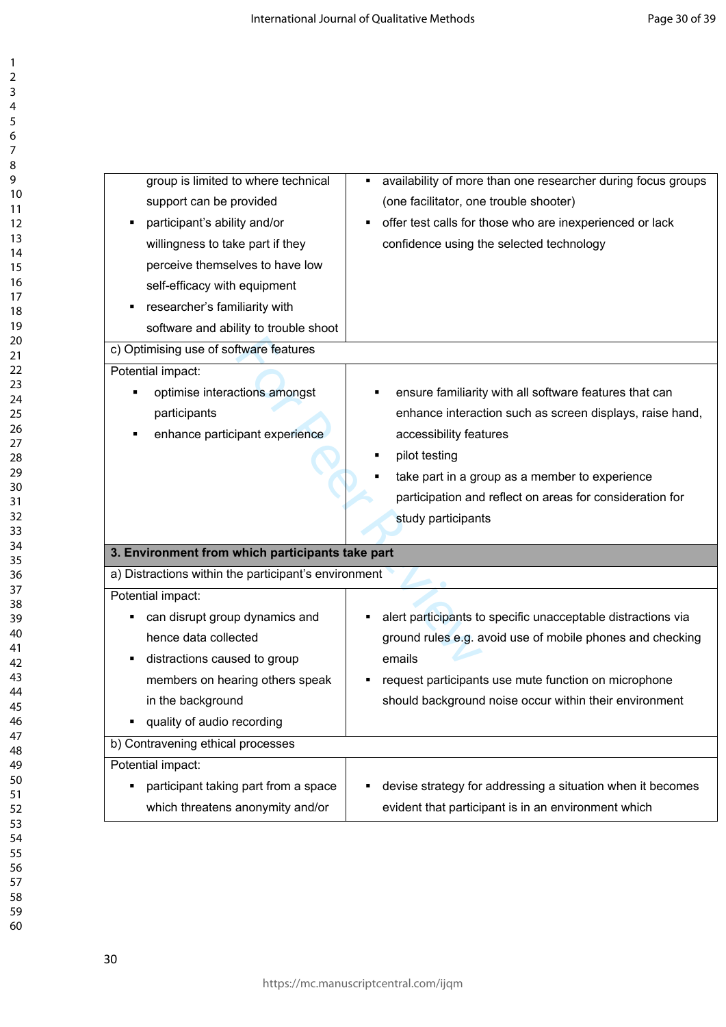| | |
|---|---|
| group is limited to where technical support can be provided<br>▪ participant's ability and/or willingness to take part if they perceive themselves to have low self-efficacy with equipment<br>▪ researcher's familiarity with software and ability to trouble shoot | ▪ availability of more than one researcher during focus groups (one facilitator, one trouble shooter)<br>▪ offer test calls for those who are inexperienced or lack confidence using the selected technology |
| c) Optimising use of software features | |
| Potential impact:<br>▪ optimise interactions amongst participants<br>▪ enhance participant experience | ▪ ensure familiarity with all software features that can enhance interaction such as screen displays, raise hand, accessibility features<br>▪ pilot testing<br>▪ take part in a group as a member to experience participation and reflect on areas for consideration for study participants |
| **3. Environment from which participants take part** | |
| a) Distractions within the participant's environment | |
| Potential impact:<br>▪ can disrupt group dynamics and hence data collected<br>▪ distractions caused to group members on hearing others speak in the background<br>▪ quality of audio recording | ▪ alert participants to specific unacceptable distractions via ground rules e.g. avoid use of mobile phones and checking emails<br>▪ request participants use mute function on microphone should background noise occur within their environment |
| b) Contravening ethical processes | |
| Potential impact:<br>▪ participant taking part from a space which threatens anonymity and/or | ▪ devise strategy for addressing a situation when it becomes evident that participant is in an environment which |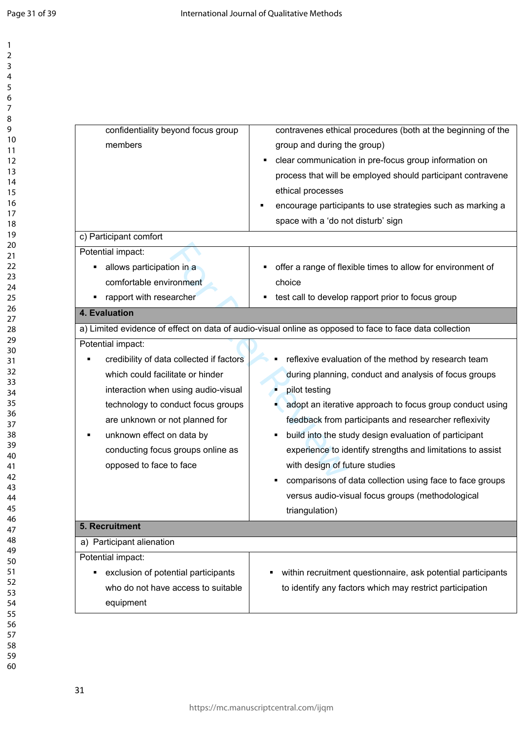| | |
|---|---|
| confidentiality beyond focus group members | contravenes ethical procedures (both at the beginning of the group and during the group)<br>▪ clear communication in pre-focus group information on process that will be employed should participant contravene ethical processes<br>▪ encourage participants to use strategies such as marking a space with a 'do not disturb' sign |
| c) Participant comfort | |
| Potential impact:<br>▪ allows participation in a comfortable environment<br>▪ rapport with researcher | ▪ offer a range of flexible times to allow for environment of choice<br>▪ test call to develop rapport prior to focus group |
| **4. Evaluation** | |
| a) Limited evidence of effect on data of audio-visual online as opposed to face to face data collection | |
| Potential impact:<br>▪ credibility of data collected if factors which could facilitate or hinder interaction when using audio-visual technology to conduct focus groups are unknown or not planned for<br>▪ unknown effect on data by conducting focus groups online as opposed to face to face | ▪ reflexive evaluation of the method by research team during planning, conduct and analysis of focus groups<br>▪ pilot testing<br>▪ adopt an iterative approach to focus group conduct using feedback from participants and researcher reflexivity<br>▪ build into the study design evaluation of participant experience to identify strengths and limitations to assist with design of future studies<br>▪ comparisons of data collection using face to face groups versus audio-visual focus groups (methodological triangulation) |
| **5. Recruitment** | |
| a) Participant alienation | |
| Potential impact:<br>▪ exclusion of potential participants who do not have access to suitable equipment | ▪ within recruitment questionnaire, ask potential participants to identify any factors which may restrict participation |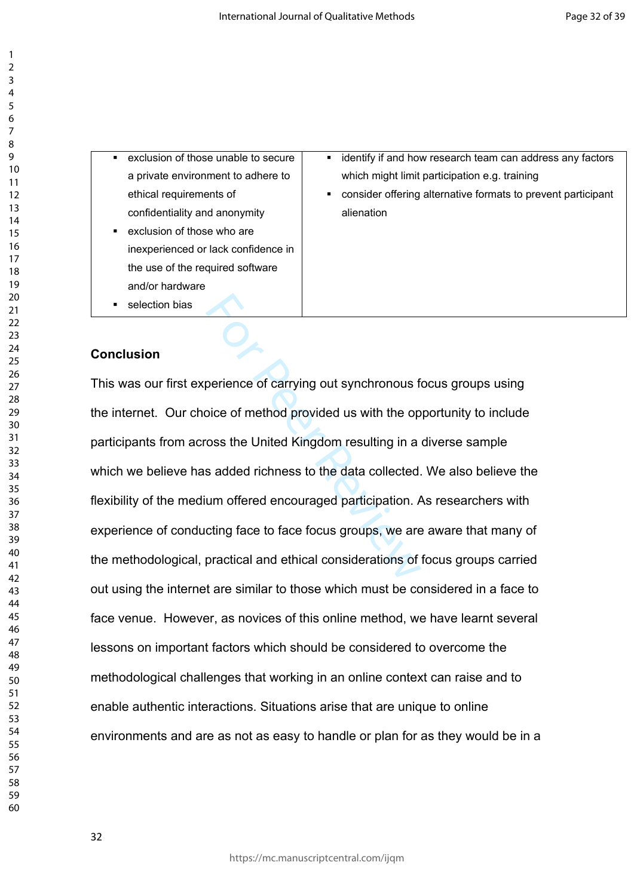| | |
|---|---|
| ▪ exclusion of those unable to secure a private environment to adhere to ethical requirements of confidentiality and anonymity<br>▪ exclusion of those who are inexperienced or lack confidence in the use of the required software and/or hardware<br>▪ selection bias | ▪ identify if and how research team can address any factors which might limit participation e.g. training<br>▪ consider offering alternative formats to prevent participant alienation |

**Conclusion**

This was our first experience of carrying out synchronous focus groups using the internet. Our choice of method provided us with the opportunity to include participants from across the United Kingdom resulting in a diverse sample which we believe has added richness to the data collected. We also believe the flexibility of the medium offered encouraged participation. As researchers with experience of conducting face to face focus groups, we are aware that many of the methodological, practical and ethical considerations of focus groups carried out using the internet are similar to those which must be considered in a face to face venue. However, as novices of this online method, we have learnt several lessons on important factors which should be considered to overcome the methodological challenges that working in an online context can raise and to enable authentic interactions. Situations arise that are unique to online environments and are as not as easy to handle or plan for as they would be in a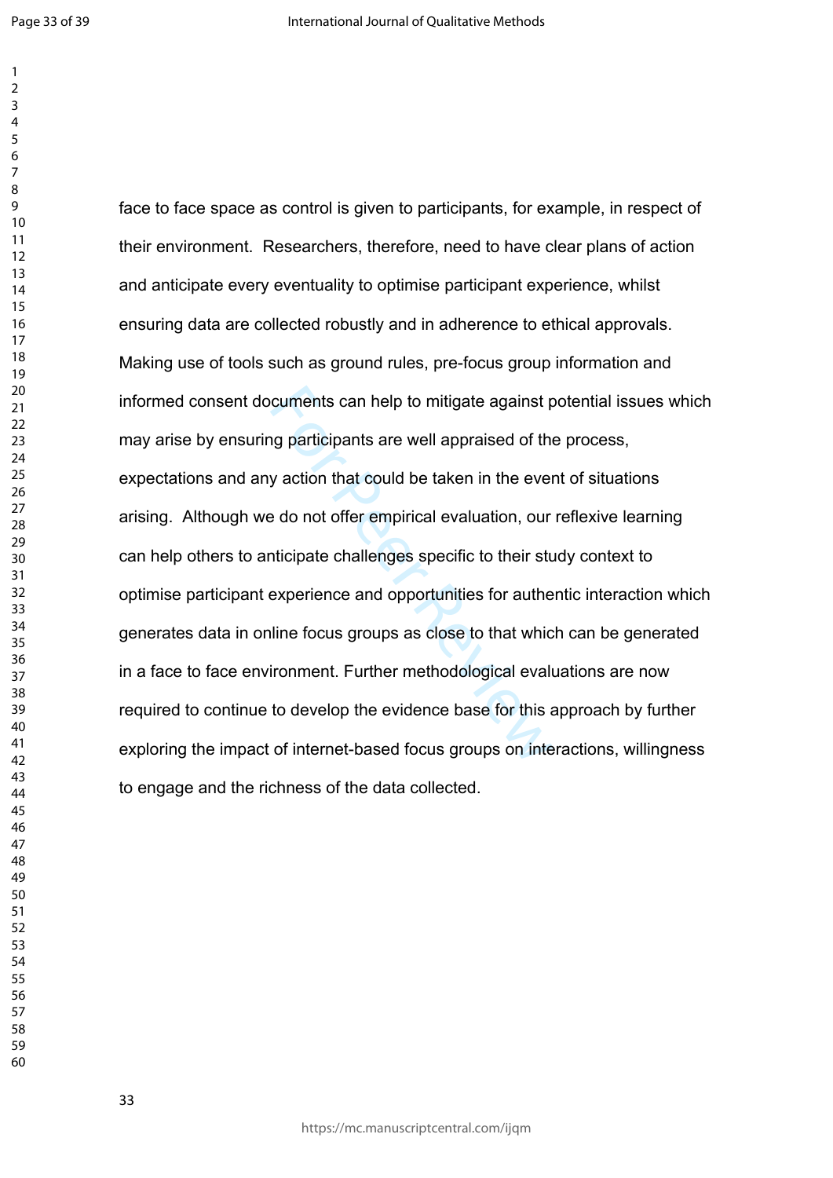face to face space as control is given to participants, for example, in respect of their environment. Researchers, therefore, need to have clear plans of action and anticipate every eventuality to optimise participant experience, whilst ensuring data are collected robustly and in adherence to ethical approvals. Making use of tools such as ground rules, pre-focus group information and informed consent documents can help to mitigate against potential issues which may arise by ensuring participants are well appraised of the process, expectations and any action that could be taken in the event of situations arising. Although we do not offer empirical evaluation, our reflexive learning can help others to anticipate challenges specific to their study context to optimise participant experience and opportunities for authentic interaction which generates data in online focus groups as close to that which can be generated in a face to face environment. Further methodological evaluations are now required to continue to develop the evidence base for this approach by further exploring the impact of internet-based focus groups on interactions, willingness to engage and the richness of the data collected.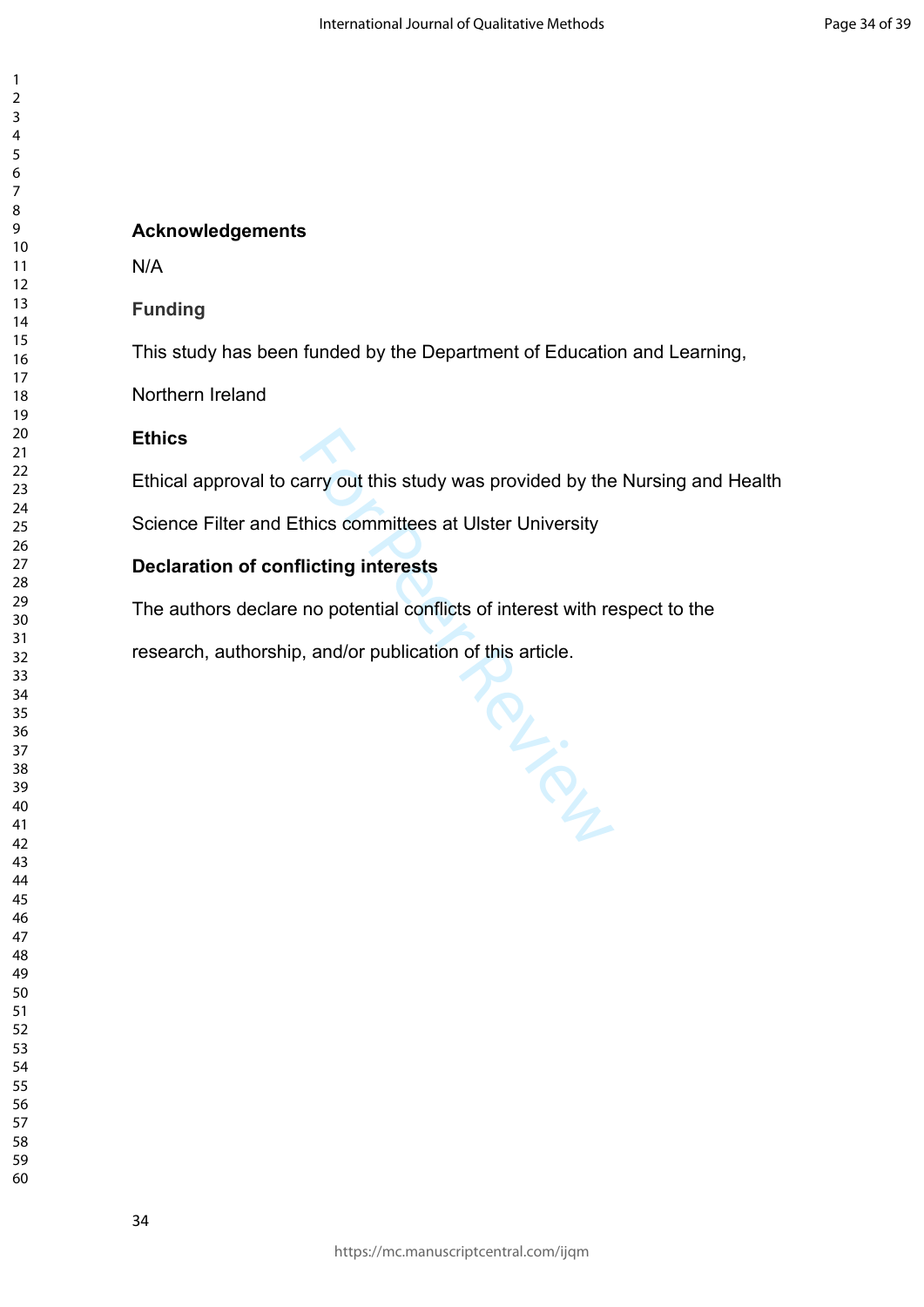## Acknowledgements

N/A

## Funding

This study has been funded by the Department of Education and Learning, Northern Ireland

## Ethics

Ethical approval to carry out this study was provided by the Nursing and Health Science Filter and Ethics committees at Ulster University

## Declaration of conflicting interests

The authors declare no potential conflicts of interest with respect to the research, authorship, and/or publication of this article.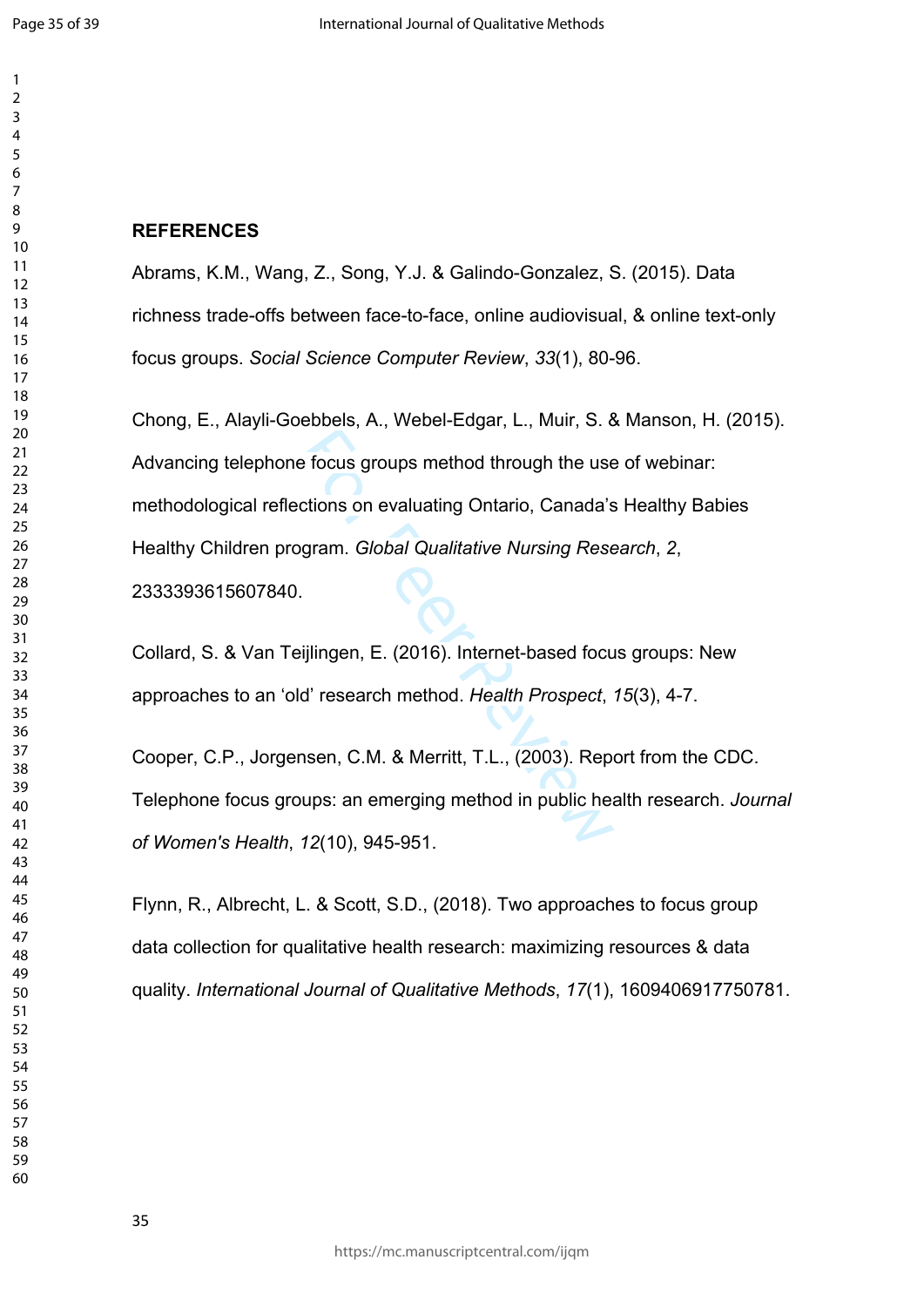**REFERENCES**

Abrams, K.M., Wang, Z., Song, Y.J. & Galindo-Gonzalez, S. (2015). Data richness trade-offs between face-to-face, online audiovisual, & online text-only focus groups. *Social Science Computer Review*, *33*(1), 80-96.

Chong, E., Alayli-Goebbels, A., Webel-Edgar, L., Muir, S. & Manson, H. (2015). Advancing telephone focus groups method through the use of webinar: methodological reflections on evaluating Ontario, Canada's Healthy Babies Healthy Children program. *Global Qualitative Nursing Research*, *2*, 2333393615607840.

Collard, S. & Van Teijlingen, E. (2016). Internet-based focus groups: New approaches to an 'old' research method. *Health Prospect*, *15*(3), 4-7.

Cooper, C.P., Jorgensen, C.M. & Merritt, T.L., (2003). Report from the CDC. Telephone focus groups: an emerging method in public health research. *Journal of Women's Health*, *12*(10), 945-951.

Flynn, R., Albrecht, L. & Scott, S.D., (2018). Two approaches to focus group data collection for qualitative health research: maximizing resources & data quality. *International Journal of Qualitative Methods*, *17*(1), 1609406917750781.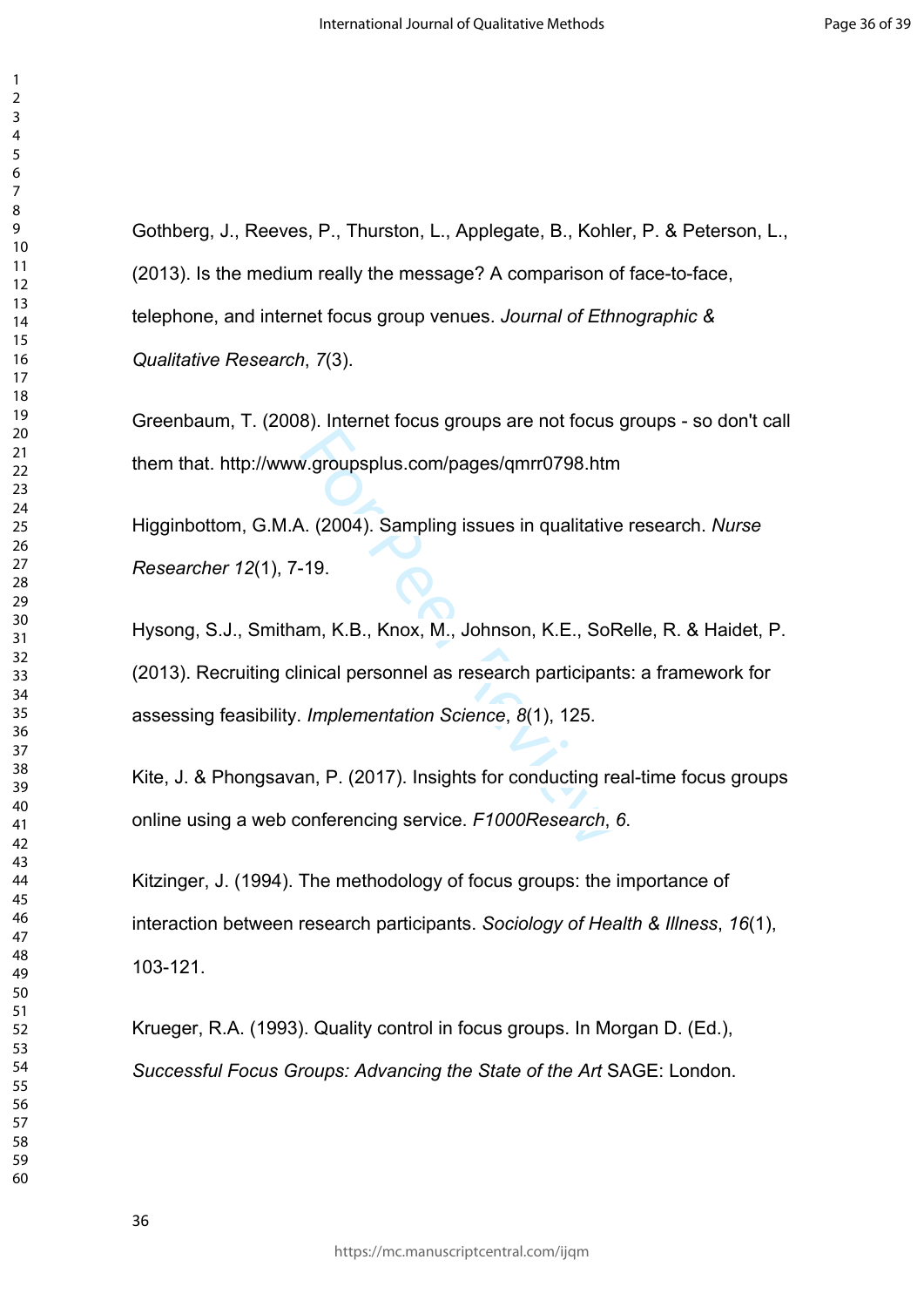Gothberg, J., Reeves, P., Thurston, L., Applegate, B., Kohler, P. & Peterson, L., (2013). Is the medium really the message? A comparison of face-to-face, telephone, and internet focus group venues. *Journal of Ethnographic & Qualitative Research*, *7*(3).

Greenbaum, T. (2008). Internet focus groups are not focus groups - so don't call them that. http://www.groupsplus.com/pages/qmrr0798.htm

Higginbottom, G.M.A. (2004). Sampling issues in qualitative research. *Nurse Researcher 12*(1), 7-19.

Hysong, S.J., Smitham, K.B., Knox, M., Johnson, K.E., SoRelle, R. & Haidet, P. (2013). Recruiting clinical personnel as research participants: a framework for assessing feasibility. *Implementation Science*, *8*(1), 125.

Kite, J. & Phongsavan, P. (2017). Insights for conducting real-time focus groups online using a web conferencing service. *F1000Research*, *6*.

Kitzinger, J. (1994). The methodology of focus groups: the importance of interaction between research participants. *Sociology of Health & Illness*, *16*(1), 103-121.

Krueger, R.A. (1993). Quality control in focus groups. In Morgan D. (Ed.), *Successful Focus Groups: Advancing the State of the Art* SAGE: London.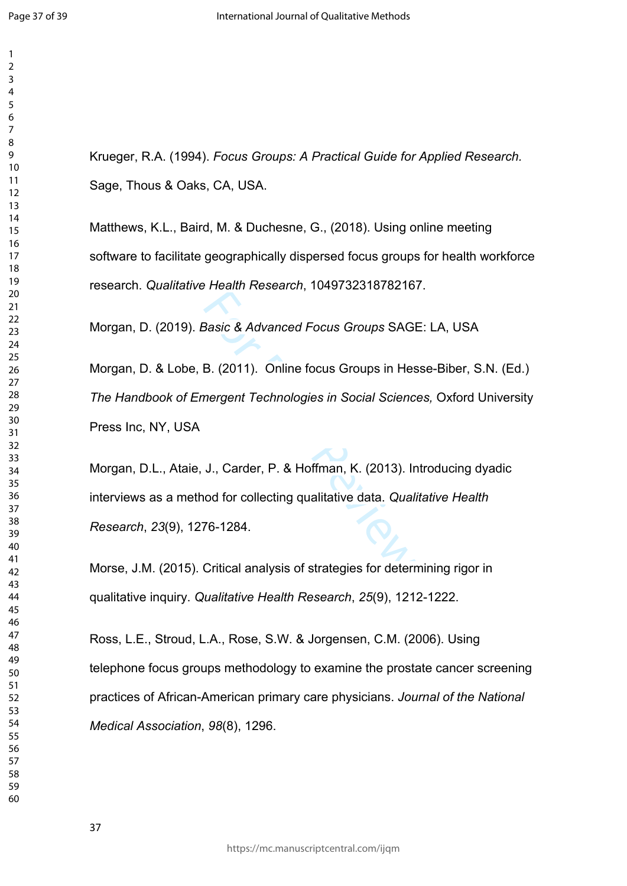Krueger, R.A. (1994). *Focus Groups: A Practical Guide for Applied Research.* Sage, Thous & Oaks, CA, USA.

Matthews, K.L., Baird, M. & Duchesne, G., (2018). Using online meeting software to facilitate geographically dispersed focus groups for health workforce research. *Qualitative Health Research*, 1049732318782167.

Morgan, D. (2019). *Basic & Advanced Focus Groups* SAGE: LA, USA

Morgan, D. & Lobe, B. (2011). Online focus Groups in Hesse-Biber, S.N. (Ed.) *The Handbook of Emergent Technologies in Social Sciences,* Oxford University Press Inc, NY, USA

Morgan, D.L., Ataie, J., Carder, P. & Hoffman, K. (2013). Introducing dyadic interviews as a method for collecting qualitative data. *Qualitative Health Research*, *23*(9), 1276-1284.

Morse, J.M. (2015). Critical analysis of strategies for determining rigor in qualitative inquiry. *Qualitative Health Research*, *25*(9), 1212-1222.

Ross, L.E., Stroud, L.A., Rose, S.W. & Jorgensen, C.M. (2006). Using telephone focus groups methodology to examine the prostate cancer screening practices of African-American primary care physicians. *Journal of the National Medical Association*, *98*(8), 1296.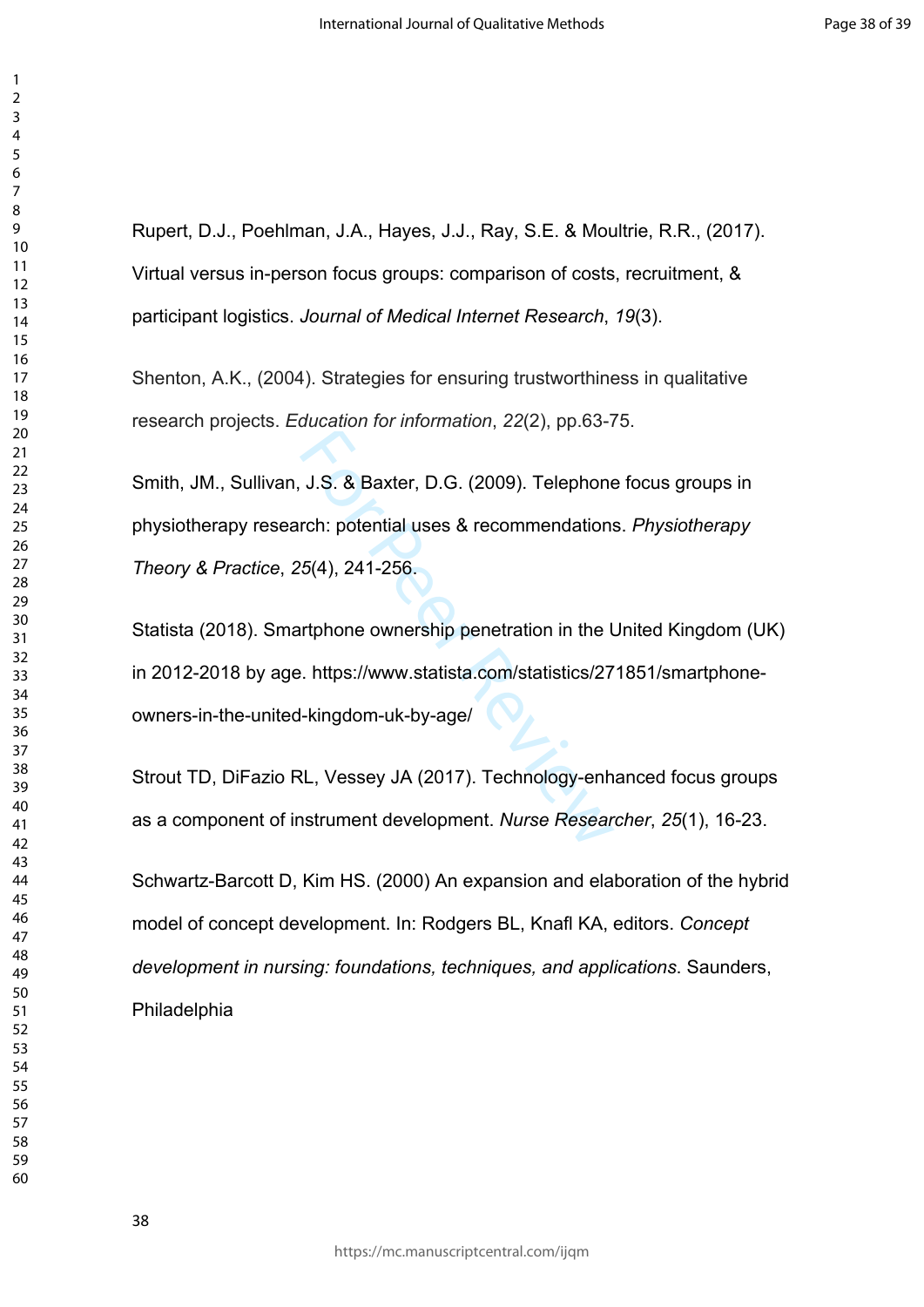Rupert, D.J., Poehlman, J.A., Hayes, J.J., Ray, S.E. & Moultrie, R.R., (2017). Virtual versus in-person focus groups: comparison of costs, recruitment, & participant logistics. *Journal of Medical Internet Research*, *19*(3).

Shenton, A.K., (2004). Strategies for ensuring trustworthiness in qualitative research projects. *Education for information*, *22*(2), pp.63-75.

Smith, JM., Sullivan, J.S. & Baxter, D.G. (2009). Telephone focus groups in physiotherapy research: potential uses & recommendations. *Physiotherapy Theory & Practice*, *25*(4), 241-256.

Statista (2018). Smartphone ownership penetration in the United Kingdom (UK) in 2012-2018 by age. https://www.statista.com/statistics/271851/smartphone-owners-in-the-united-kingdom-uk-by-age/

Strout TD, DiFazio RL, Vessey JA (2017). Technology-enhanced focus groups as a component of instrument development. *Nurse Researcher*, *25*(1), 16-23.

Schwartz-Barcott D, Kim HS. (2000) An expansion and elaboration of the hybrid model of concept development. In: Rodgers BL, Knafl KA, editors. *Concept development in nursing: foundations, techniques, and applications.* Saunders, Philadelphia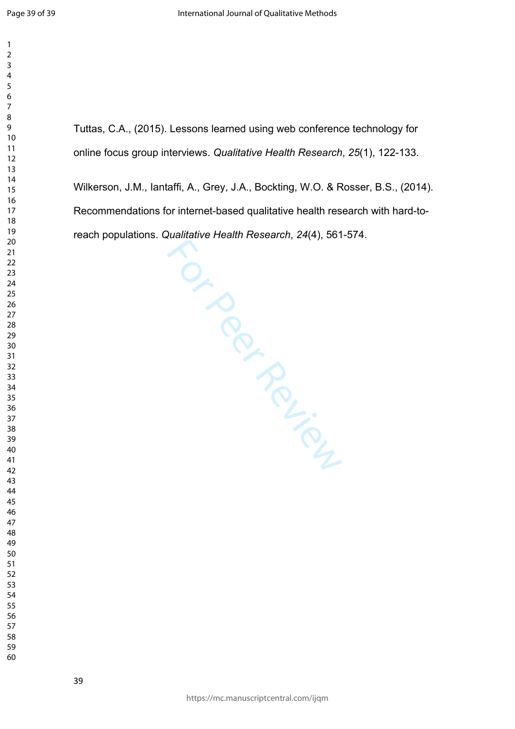Tuttas, C.A., (2015). Lessons learned using web conference technology for online focus group interviews. *Qualitative Health Research*, *25*(1), 122-133.

Wilkerson, J.M., Iantaffi, A., Grey, J.A., Bockting, W.O. & Rosser, B.S., (2014). Recommendations for internet-based qualitative health research with hard-to-reach populations. *Qualitative Health Research*, *24*(4), 561-574.